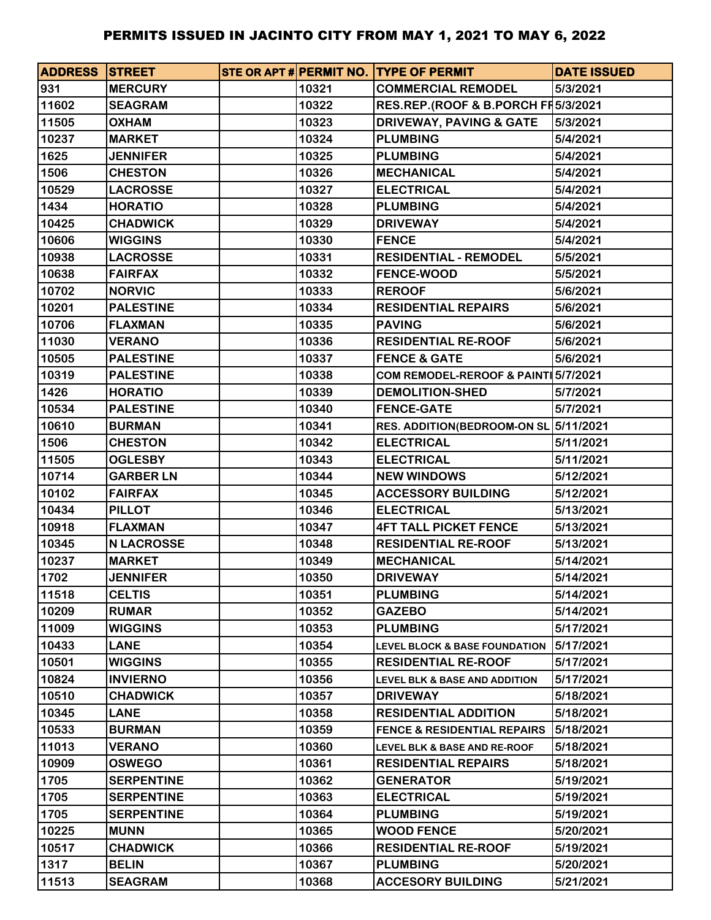# PERMITS ISSUED IN JACINTO CITY FROM MAY 1, 2021 TO MAY 6, 2022

| ADDRESS | STREET | STE OR APT # | PERMIT NO. | TYPE OF PERMIT | DATE ISSUED |
|---|---|---|---|---|---|
| 931 | MERCURY | | 10321 | COMMERCIAL REMODEL | 5/3/2021 |
| 11602 | SEAGRAM | | 10322 | RES.REP.(ROOF & B.PORCH FF | 5/3/2021 |
| 11505 | OXHAM | | 10323 | DRIVEWAY, PAVING & GATE | 5/3/2021 |
| 10237 | MARKET | | 10324 | PLUMBING | 5/4/2021 |
| 1625 | JENNIFER | | 10325 | PLUMBING | 5/4/2021 |
| 1506 | CHESTON | | 10326 | MECHANICAL | 5/4/2021 |
| 10529 | LACROSSE | | 10327 | ELECTRICAL | 5/4/2021 |
| 1434 | HORATIO | | 10328 | PLUMBING | 5/4/2021 |
| 10425 | CHADWICK | | 10329 | DRIVEWAY | 5/4/2021 |
| 10606 | WIGGINS | | 10330 | FENCE | 5/4/2021 |
| 10938 | LACROSSE | | 10331 | RESIDENTIAL - REMODEL | 5/5/2021 |
| 10638 | FAIRFAX | | 10332 | FENCE-WOOD | 5/5/2021 |
| 10702 | NORVIC | | 10333 | REROOF | 5/6/2021 |
| 10201 | PALESTINE | | 10334 | RESIDENTIAL REPAIRS | 5/6/2021 |
| 10706 | FLAXMAN | | 10335 | PAVING | 5/6/2021 |
| 11030 | VERANO | | 10336 | RESIDENTIAL RE-ROOF | 5/6/2021 |
| 10505 | PALESTINE | | 10337 | FENCE & GATE | 5/6/2021 |
| 10319 | PALESTINE | | 10338 | COM REMODEL-REROOF & PAINTI | 5/7/2021 |
| 1426 | HORATIO | | 10339 | DEMOLITION-SHED | 5/7/2021 |
| 10534 | PALESTINE | | 10340 | FENCE-GATE | 5/7/2021 |
| 10610 | BURMAN | | 10341 | RES. ADDITION(BEDROOM-ON SL | 5/11/2021 |
| 1506 | CHESTON | | 10342 | ELECTRICAL | 5/11/2021 |
| 11505 | OGLESBY | | 10343 | ELECTRICAL | 5/11/2021 |
| 10714 | GARBER LN | | 10344 | NEW WINDOWS | 5/12/2021 |
| 10102 | FAIRFAX | | 10345 | ACCESSORY BUILDING | 5/12/2021 |
| 10434 | PILLOT | | 10346 | ELECTRICAL | 5/13/2021 |
| 10918 | FLAXMAN | | 10347 | 4FT TALL PICKET FENCE | 5/13/2021 |
| 10345 | N LACROSSE | | 10348 | RESIDENTIAL RE-ROOF | 5/13/2021 |
| 10237 | MARKET | | 10349 | MECHANICAL | 5/14/2021 |
| 1702 | JENNIFER | | 10350 | DRIVEWAY | 5/14/2021 |
| 11518 | CELTIS | | 10351 | PLUMBING | 5/14/2021 |
| 10209 | RUMAR | | 10352 | GAZEBO | 5/14/2021 |
| 11009 | WIGGINS | | 10353 | PLUMBING | 5/17/2021 |
| 10433 | LANE | | 10354 | LEVEL BLOCK & BASE FOUNDATION | 5/17/2021 |
| 10501 | WIGGINS | | 10355 | RESIDENTIAL RE-ROOF | 5/17/2021 |
| 10824 | INVIERNO | | 10356 | LEVEL BLK & BASE AND ADDITION | 5/17/2021 |
| 10510 | CHADWICK | | 10357 | DRIVEWAY | 5/18/2021 |
| 10345 | LANE | | 10358 | RESIDENTIAL ADDITION | 5/18/2021 |
| 10533 | BURMAN | | 10359 | FENCE & RESIDENTIAL REPAIRS | 5/18/2021 |
| 11013 | VERANO | | 10360 | LEVEL BLK & BASE AND RE-ROOF | 5/18/2021 |
| 10909 | OSWEGO | | 10361 | RESIDENTIAL REPAIRS | 5/18/2021 |
| 1705 | SERPENTINE | | 10362 | GENERATOR | 5/19/2021 |
| 1705 | SERPENTINE | | 10363 | ELECTRICAL | 5/19/2021 |
| 1705 | SERPENTINE | | 10364 | PLUMBING | 5/19/2021 |
| 10225 | MUNN | | 10365 | WOOD FENCE | 5/20/2021 |
| 10517 | CHADWICK | | 10366 | RESIDENTIAL RE-ROOF | 5/19/2021 |
| 1317 | BELIN | | 10367 | PLUMBING | 5/20/2021 |
| 11513 | SEAGRAM | | 10368 | ACCESORY BUILDING | 5/21/2021 |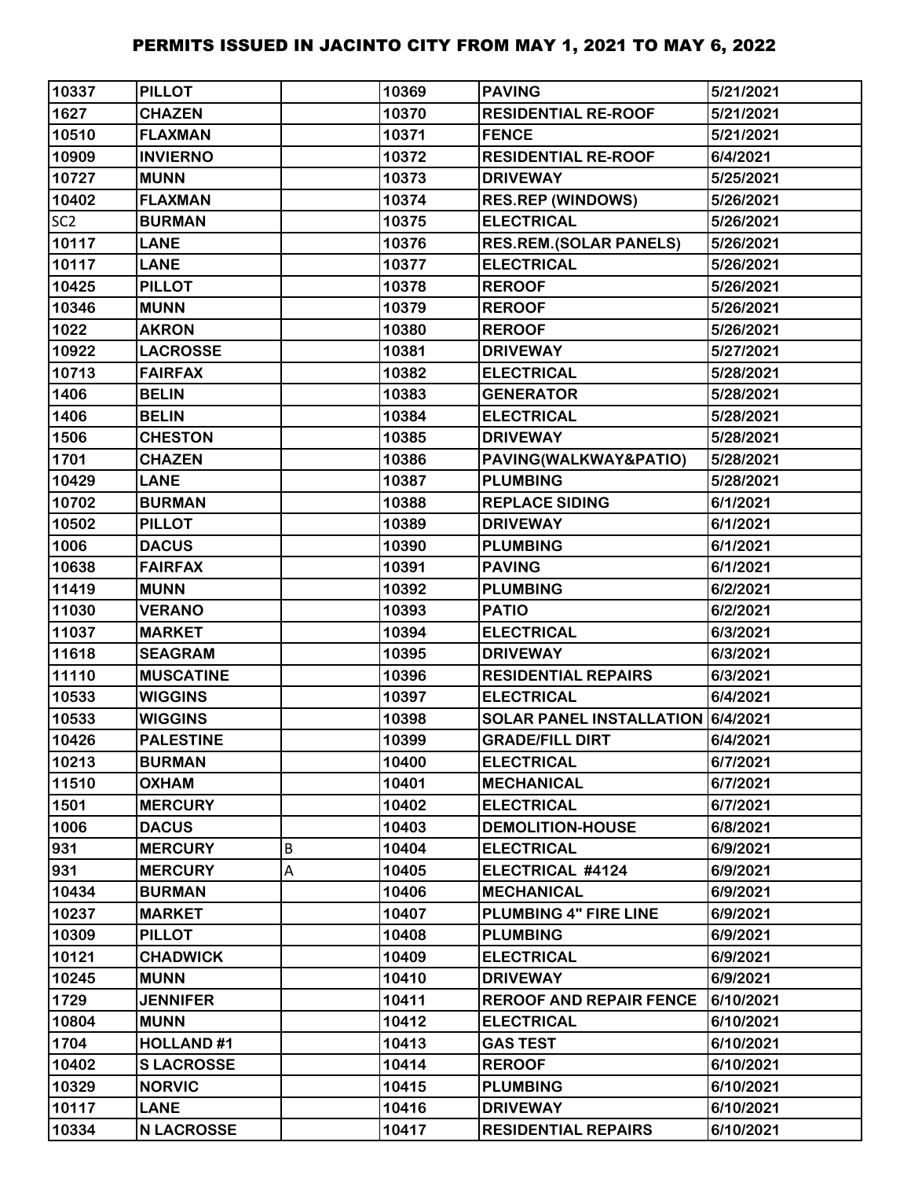| 10337 | PILLOT | | 10369 | PAVING | 5/21/2021 |
|---|---|---|---|---|---|
| 1627 | CHAZEN | | 10370 | RESIDENTIAL RE-ROOF | 5/21/2021 |
| 10510 | FLAXMAN | | 10371 | FENCE | 5/21/2021 |
| 10909 | INVIERNO | | 10372 | RESIDENTIAL RE-ROOF | 6/4/2021 |
| 10727 | MUNN | | 10373 | DRIVEWAY | 5/25/2021 |
| 10402 | FLAXMAN | | 10374 | RES.REP (WINDOWS) | 5/26/2021 |
| SC2 | BURMAN | | 10375 | ELECTRICAL | 5/26/2021 |
| 10117 | LANE | | 10376 | RES.REM.(SOLAR PANELS) | 5/26/2021 |
| 10117 | LANE | | 10377 | ELECTRICAL | 5/26/2021 |
| 10425 | PILLOT | | 10378 | REROOF | 5/26/2021 |
| 10346 | MUNN | | 10379 | REROOF | 5/26/2021 |
| 1022 | AKRON | | 10380 | REROOF | 5/26/2021 |
| 10922 | LACROSSE | | 10381 | DRIVEWAY | 5/27/2021 |
| 10713 | FAIRFAX | | 10382 | ELECTRICAL | 5/28/2021 |
| 1406 | BELIN | | 10383 | GENERATOR | 5/28/2021 |
| 1406 | BELIN | | 10384 | ELECTRICAL | 5/28/2021 |
| 1506 | CHESTON | | 10385 | DRIVEWAY | 5/28/2021 |
| 1701 | CHAZEN | | 10386 | PAVING(WALKWAY&PATIO) | 5/28/2021 |
| 10429 | LANE | | 10387 | PLUMBING | 5/28/2021 |
| 10702 | BURMAN | | 10388 | REPLACE SIDING | 6/1/2021 |
| 10502 | PILLOT | | 10389 | DRIVEWAY | 6/1/2021 |
| 1006 | DACUS | | 10390 | PLUMBING | 6/1/2021 |
| 10638 | FAIRFAX | | 10391 | PAVING | 6/1/2021 |
| 11419 | MUNN | | 10392 | PLUMBING | 6/2/2021 |
| 11030 | VERANO | | 10393 | PATIO | 6/2/2021 |
| 11037 | MARKET | | 10394 | ELECTRICAL | 6/3/2021 |
| 11618 | SEAGRAM | | 10395 | DRIVEWAY | 6/3/2021 |
| 11110 | MUSCATINE | | 10396 | RESIDENTIAL REPAIRS | 6/3/2021 |
| 10533 | WIGGINS | | 10397 | ELECTRICAL | 6/4/2021 |
| 10533 | WIGGINS | | 10398 | SOLAR PANEL INSTALLATION | 6/4/2021 |
| 10426 | PALESTINE | | 10399 | GRADE/FILL DIRT | 6/4/2021 |
| 10213 | BURMAN | | 10400 | ELECTRICAL | 6/7/2021 |
| 11510 | OXHAM | | 10401 | MECHANICAL | 6/7/2021 |
| 1501 | MERCURY | | 10402 | ELECTRICAL | 6/7/2021 |
| 1006 | DACUS | | 10403 | DEMOLITION-HOUSE | 6/8/2021 |
| 931 | MERCURY | B | 10404 | ELECTRICAL | 6/9/2021 |
| 931 | MERCURY | A | 10405 | ELECTRICAL #4124 | 6/9/2021 |
| 10434 | BURMAN | | 10406 | MECHANICAL | 6/9/2021 |
| 10237 | MARKET | | 10407 | PLUMBING 4" FIRE LINE | 6/9/2021 |
| 10309 | PILLOT | | 10408 | PLUMBING | 6/9/2021 |
| 10121 | CHADWICK | | 10409 | ELECTRICAL | 6/9/2021 |
| 10245 | MUNN | | 10410 | DRIVEWAY | 6/9/2021 |
| 1729 | JENNIFER | | 10411 | REROOF AND REPAIR FENCE | 6/10/2021 |
| 10804 | MUNN | | 10412 | ELECTRICAL | 6/10/2021 |
| 1704 | HOLLAND #1 | | 10413 | GAS TEST | 6/10/2021 |
| 10402 | S LACROSSE | | 10414 | REROOF | 6/10/2021 |
| 10329 | NORVIC | | 10415 | PLUMBING | 6/10/2021 |
| 10117 | LANE | | 10416 | DRIVEWAY | 6/10/2021 |
| 10334 | N LACROSSE | | 10417 | RESIDENTIAL REPAIRS | 6/10/2021 |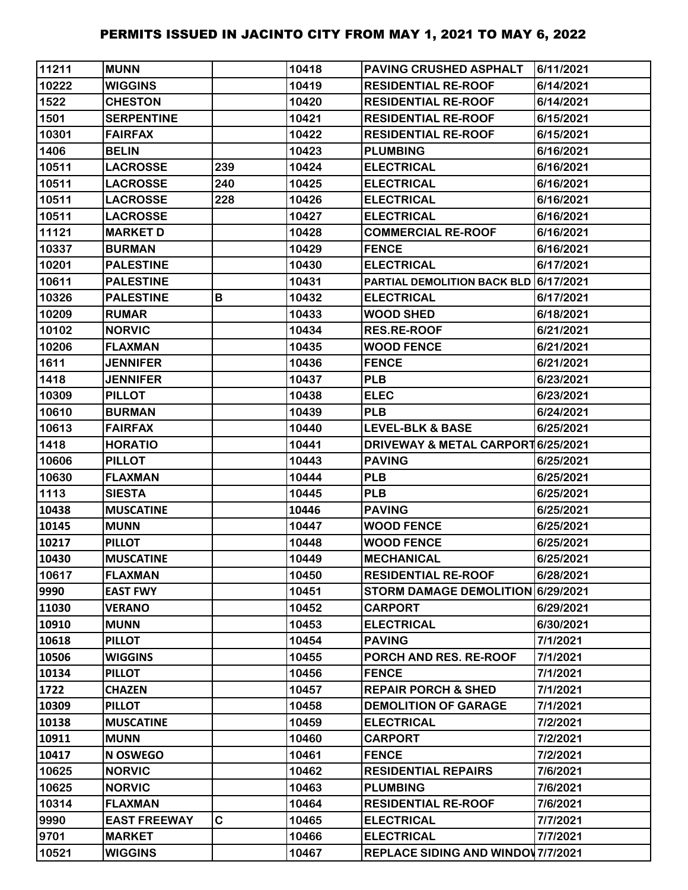# PERMITS ISSUED IN JACINTO CITY FROM MAY 1, 2021 TO MAY 6, 2022

| | | | | | |
|---|---|---|---|---|---|
| 11211 | MUNN | | 10418 | PAVING CRUSHED ASPHALT | 6/11/2021 |
| 10222 | WIGGINS | | 10419 | RESIDENTIAL RE-ROOF | 6/14/2021 |
| 1522 | CHESTON | | 10420 | RESIDENTIAL RE-ROOF | 6/14/2021 |
| 1501 | SERPENTINE | | 10421 | RESIDENTIAL RE-ROOF | 6/15/2021 |
| 10301 | FAIRFAX | | 10422 | RESIDENTIAL RE-ROOF | 6/15/2021 |
| 1406 | BELIN | | 10423 | PLUMBING | 6/16/2021 |
| 10511 | LACROSSE | 239 | 10424 | ELECTRICAL | 6/16/2021 |
| 10511 | LACROSSE | 240 | 10425 | ELECTRICAL | 6/16/2021 |
| 10511 | LACROSSE | 228 | 10426 | ELECTRICAL | 6/16/2021 |
| 10511 | LACROSSE | | 10427 | ELECTRICAL | 6/16/2021 |
| 11121 | MARKET D | | 10428 | COMMERCIAL RE-ROOF | 6/16/2021 |
| 10337 | BURMAN | | 10429 | FENCE | 6/16/2021 |
| 10201 | PALESTINE | | 10430 | ELECTRICAL | 6/17/2021 |
| 10611 | PALESTINE | | 10431 | PARTIAL DEMOLITION BACK BLD | 6/17/2021 |
| 10326 | PALESTINE | B | 10432 | ELECTRICAL | 6/17/2021 |
| 10209 | RUMAR | | 10433 | WOOD SHED | 6/18/2021 |
| 10102 | NORVIC | | 10434 | RES.RE-ROOF | 6/21/2021 |
| 10206 | FLAXMAN | | 10435 | WOOD FENCE | 6/21/2021 |
| 1611 | JENNIFER | | 10436 | FENCE | 6/21/2021 |
| 1418 | JENNIFER | | 10437 | PLB | 6/23/2021 |
| 10309 | PILLOT | | 10438 | ELEC | 6/23/2021 |
| 10610 | BURMAN | | 10439 | PLB | 6/24/2021 |
| 10613 | FAIRFAX | | 10440 | LEVEL-BLK & BASE | 6/25/2021 |
| 1418 | HORATIO | | 10441 | DRIVEWAY & METAL CARPORT | 6/25/2021 |
| 10606 | PILLOT | | 10443 | PAVING | 6/25/2021 |
| 10630 | FLAXMAN | | 10444 | PLB | 6/25/2021 |
| 1113 | SIESTA | | 10445 | PLB | 6/25/2021 |
| 10438 | MUSCATINE | | 10446 | PAVING | 6/25/2021 |
| 10145 | MUNN | | 10447 | WOOD FENCE | 6/25/2021 |
| 10217 | PILLOT | | 10448 | WOOD FENCE | 6/25/2021 |
| 10430 | MUSCATINE | | 10449 | MECHANICAL | 6/25/2021 |
| 10617 | FLAXMAN | | 10450 | RESIDENTIAL RE-ROOF | 6/28/2021 |
| 9990 | EAST FWY | | 10451 | STORM DAMAGE DEMOLITION | 6/29/2021 |
| 11030 | VERANO | | 10452 | CARPORT | 6/29/2021 |
| 10910 | MUNN | | 10453 | ELECTRICAL | 6/30/2021 |
| 10618 | PILLOT | | 10454 | PAVING | 7/1/2021 |
| 10506 | WIGGINS | | 10455 | PORCH AND RES. RE-ROOF | 7/1/2021 |
| 10134 | PILLOT | | 10456 | FENCE | 7/1/2021 |
| 1722 | CHAZEN | | 10457 | REPAIR PORCH & SHED | 7/1/2021 |
| 10309 | PILLOT | | 10458 | DEMOLITION OF GARAGE | 7/1/2021 |
| 10138 | MUSCATINE | | 10459 | ELECTRICAL | 7/2/2021 |
| 10911 | MUNN | | 10460 | CARPORT | 7/2/2021 |
| 10417 | N OSWEGO | | 10461 | FENCE | 7/2/2021 |
| 10625 | NORVIC | | 10462 | RESIDENTIAL REPAIRS | 7/6/2021 |
| 10625 | NORVIC | | 10463 | PLUMBING | 7/6/2021 |
| 10314 | FLAXMAN | | 10464 | RESIDENTIAL RE-ROOF | 7/6/2021 |
| 9990 | EAST FREEWAY | C | 10465 | ELECTRICAL | 7/7/2021 |
| 9701 | MARKET | | 10466 | ELECTRICAL | 7/7/2021 |
| 10521 | WIGGINS | | 10467 | REPLACE SIDING AND WINDOW | 7/7/2021 |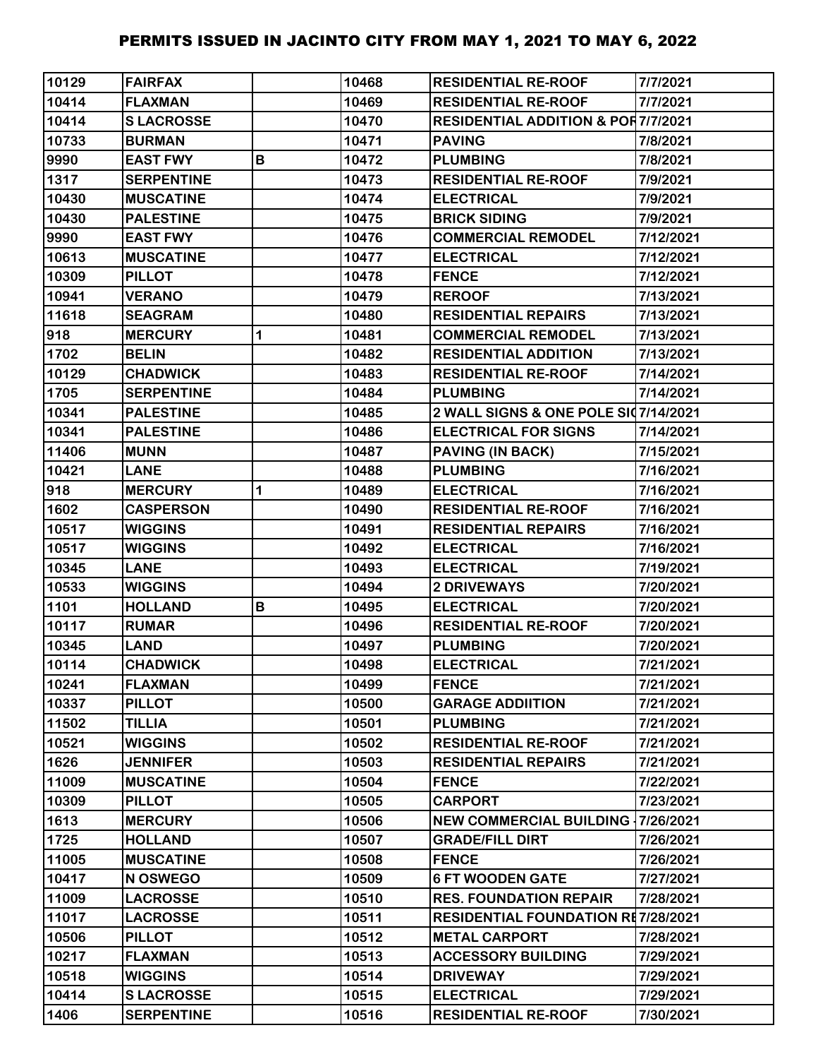| 10129 | FAIRFAX | | 10468 | RESIDENTIAL RE-ROOF | 7/7/2021 |
|---|---|---|---|---|---|
| 10414 | FLAXMAN | | 10469 | RESIDENTIAL RE-ROOF | 7/7/2021 |
| 10414 | S LACROSSE | | 10470 | RESIDENTIAL ADDITION & POR | 7/7/2021 |
| 10733 | BURMAN | | 10471 | PAVING | 7/8/2021 |
| 9990 | EAST FWY | B | 10472 | PLUMBING | 7/8/2021 |
| 1317 | SERPENTINE | | 10473 | RESIDENTIAL RE-ROOF | 7/9/2021 |
| 10430 | MUSCATINE | | 10474 | ELECTRICAL | 7/9/2021 |
| 10430 | PALESTINE | | 10475 | BRICK SIDING | 7/9/2021 |
| 9990 | EAST FWY | | 10476 | COMMERCIAL REMODEL | 7/12/2021 |
| 10613 | MUSCATINE | | 10477 | ELECTRICAL | 7/12/2021 |
| 10309 | PILLOT | | 10478 | FENCE | 7/12/2021 |
| 10941 | VERANO | | 10479 | REROOF | 7/13/2021 |
| 11618 | SEAGRAM | | 10480 | RESIDENTIAL REPAIRS | 7/13/2021 |
| 918 | MERCURY | 1 | 10481 | COMMERCIAL REMODEL | 7/13/2021 |
| 1702 | BELIN | | 10482 | RESIDENTIAL ADDITION | 7/13/2021 |
| 10129 | CHADWICK | | 10483 | RESIDENTIAL RE-ROOF | 7/14/2021 |
| 1705 | SERPENTINE | | 10484 | PLUMBING | 7/14/2021 |
| 10341 | PALESTINE | | 10485 | 2 WALL SIGNS & ONE POLE SIG | 7/14/2021 |
| 10341 | PALESTINE | | 10486 | ELECTRICAL FOR SIGNS | 7/14/2021 |
| 11406 | MUNN | | 10487 | PAVING (IN BACK) | 7/15/2021 |
| 10421 | LANE | | 10488 | PLUMBING | 7/16/2021 |
| 918 | MERCURY | 1 | 10489 | ELECTRICAL | 7/16/2021 |
| 1602 | CASPERSON | | 10490 | RESIDENTIAL RE-ROOF | 7/16/2021 |
| 10517 | WIGGINS | | 10491 | RESIDENTIAL REPAIRS | 7/16/2021 |
| 10517 | WIGGINS | | 10492 | ELECTRICAL | 7/16/2021 |
| 10345 | LANE | | 10493 | ELECTRICAL | 7/19/2021 |
| 10533 | WIGGINS | | 10494 | 2 DRIVEWAYS | 7/20/2021 |
| 1101 | HOLLAND | B | 10495 | ELECTRICAL | 7/20/2021 |
| 10117 | RUMAR | | 10496 | RESIDENTIAL RE-ROOF | 7/20/2021 |
| 10345 | LAND | | 10497 | PLUMBING | 7/20/2021 |
| 10114 | CHADWICK | | 10498 | ELECTRICAL | 7/21/2021 |
| 10241 | FLAXMAN | | 10499 | FENCE | 7/21/2021 |
| 10337 | PILLOT | | 10500 | GARAGE ADDIITION | 7/21/2021 |
| 11502 | TILLIA | | 10501 | PLUMBING | 7/21/2021 |
| 10521 | WIGGINS | | 10502 | RESIDENTIAL RE-ROOF | 7/21/2021 |
| 1626 | JENNIFER | | 10503 | RESIDENTIAL REPAIRS | 7/21/2021 |
| 11009 | MUSCATINE | | 10504 | FENCE | 7/22/2021 |
| 10309 | PILLOT | | 10505 | CARPORT | 7/23/2021 |
| 1613 | MERCURY | | 10506 | NEW COMMERCIAL BUILDING - | 7/26/2021 |
| 1725 | HOLLAND | | 10507 | GRADE/FILL DIRT | 7/26/2021 |
| 11005 | MUSCATINE | | 10508 | FENCE | 7/26/2021 |
| 10417 | N OSWEGO | | 10509 | 6 FT WOODEN GATE | 7/27/2021 |
| 11009 | LACROSSE | | 10510 | RES. FOUNDATION REPAIR | 7/28/2021 |
| 11017 | LACROSSE | | 10511 | RESIDENTIAL FOUNDATION RE | 7/28/2021 |
| 10506 | PILLOT | | 10512 | METAL CARPORT | 7/28/2021 |
| 10217 | FLAXMAN | | 10513 | ACCESSORY BUILDING | 7/29/2021 |
| 10518 | WIGGINS | | 10514 | DRIVEWAY | 7/29/2021 |
| 10414 | S LACROSSE | | 10515 | ELECTRICAL | 7/29/2021 |
| 1406 | SERPENTINE | | 10516 | RESIDENTIAL RE-ROOF | 7/30/2021 |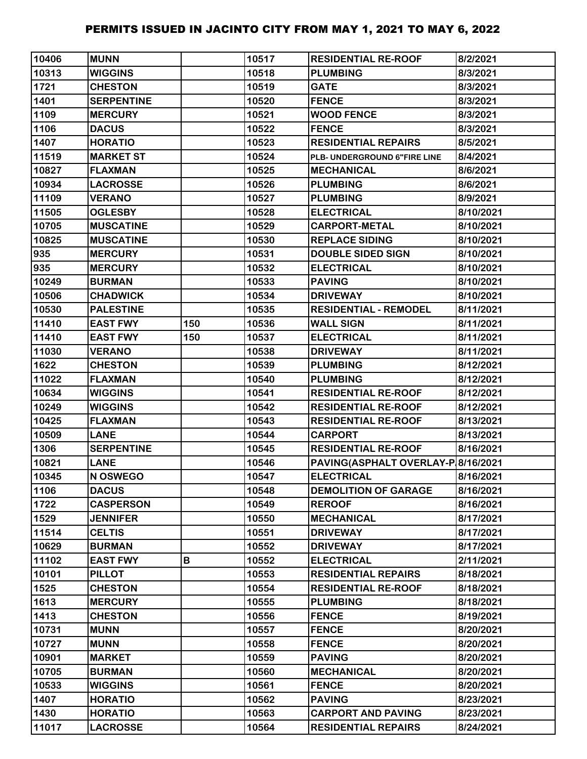# PERMITS ISSUED IN JACINTO CITY FROM MAY 1, 2021 TO MAY 6, 2022

| | | | | | |
|---|---|---|---|---|---|
| 10406 | MUNN | | 10517 | RESIDENTIAL RE-ROOF | 8/2/2021 |
| 10313 | WIGGINS | | 10518 | PLUMBING | 8/3/2021 |
| 1721 | CHESTON | | 10519 | GATE | 8/3/2021 |
| 1401 | SERPENTINE | | 10520 | FENCE | 8/3/2021 |
| 1109 | MERCURY | | 10521 | WOOD FENCE | 8/3/2021 |
| 1106 | DACUS | | 10522 | FENCE | 8/3/2021 |
| 1407 | HORATIO | | 10523 | RESIDENTIAL REPAIRS | 8/5/2021 |
| 11519 | MARKET ST | | 10524 | PLB- UNDERGROUND 6"FIRE LINE | 8/4/2021 |
| 10827 | FLAXMAN | | 10525 | MECHANICAL | 8/6/2021 |
| 10934 | LACROSSE | | 10526 | PLUMBING | 8/6/2021 |
| 11109 | VERANO | | 10527 | PLUMBING | 8/9/2021 |
| 11505 | OGLESBY | | 10528 | ELECTRICAL | 8/10/2021 |
| 10705 | MUSCATINE | | 10529 | CARPORT-METAL | 8/10/2021 |
| 10825 | MUSCATINE | | 10530 | REPLACE SIDING | 8/10/2021 |
| 935 | MERCURY | | 10531 | DOUBLE SIDED SIGN | 8/10/2021 |
| 935 | MERCURY | | 10532 | ELECTRICAL | 8/10/2021 |
| 10249 | BURMAN | | 10533 | PAVING | 8/10/2021 |
| 10506 | CHADWICK | | 10534 | DRIVEWAY | 8/10/2021 |
| 10530 | PALESTINE | | 10535 | RESIDENTIAL - REMODEL | 8/11/2021 |
| 11410 | EAST FWY | 150 | 10536 | WALL SIGN | 8/11/2021 |
| 11410 | EAST FWY | 150 | 10537 | ELECTRICAL | 8/11/2021 |
| 11030 | VERANO | | 10538 | DRIVEWAY | 8/11/2021 |
| 1622 | CHESTON | | 10539 | PLUMBING | 8/12/2021 |
| 11022 | FLAXMAN | | 10540 | PLUMBING | 8/12/2021 |
| 10634 | WIGGINS | | 10541 | RESIDENTIAL RE-ROOF | 8/12/2021 |
| 10249 | WIGGINS | | 10542 | RESIDENTIAL RE-ROOF | 8/12/2021 |
| 10425 | FLAXMAN | | 10543 | RESIDENTIAL RE-ROOF | 8/13/2021 |
| 10509 | LANE | | 10544 | CARPORT | 8/13/2021 |
| 1306 | SERPENTINE | | 10545 | RESIDENTIAL RE-ROOF | 8/16/2021 |
| 10821 | LANE | | 10546 | PAVING(ASPHALT OVERLAY-P | 8/16/2021 |
| 10345 | N OSWEGO | | 10547 | ELECTRICAL | 8/16/2021 |
| 1106 | DACUS | | 10548 | DEMOLITION OF GARAGE | 8/16/2021 |
| 1722 | CASPERSON | | 10549 | REROOF | 8/16/2021 |
| 1529 | JENNIFER | | 10550 | MECHANICAL | 8/17/2021 |
| 11514 | CELTIS | | 10551 | DRIVEWAY | 8/17/2021 |
| 10629 | BURMAN | | 10552 | DRIVEWAY | 8/17/2021 |
| 11102 | EAST FWY | B | 10552 | ELECTRICAL | 2/11/2021 |
| 10101 | PILLOT | | 10553 | RESIDENTIAL REPAIRS | 8/18/2021 |
| 1525 | CHESTON | | 10554 | RESIDENTIAL RE-ROOF | 8/18/2021 |
| 1613 | MERCURY | | 10555 | PLUMBING | 8/18/2021 |
| 1413 | CHESTON | | 10556 | FENCE | 8/19/2021 |
| 10731 | MUNN | | 10557 | FENCE | 8/20/2021 |
| 10727 | MUNN | | 10558 | FENCE | 8/20/2021 |
| 10901 | MARKET | | 10559 | PAVING | 8/20/2021 |
| 10705 | BURMAN | | 10560 | MECHANICAL | 8/20/2021 |
| 10533 | WIGGINS | | 10561 | FENCE | 8/20/2021 |
| 1407 | HORATIO | | 10562 | PAVING | 8/23/2021 |
| 1430 | HORATIO | | 10563 | CARPORT AND PAVING | 8/23/2021 |
| 11017 | LACROSSE | | 10564 | RESIDENTIAL REPAIRS | 8/24/2021 |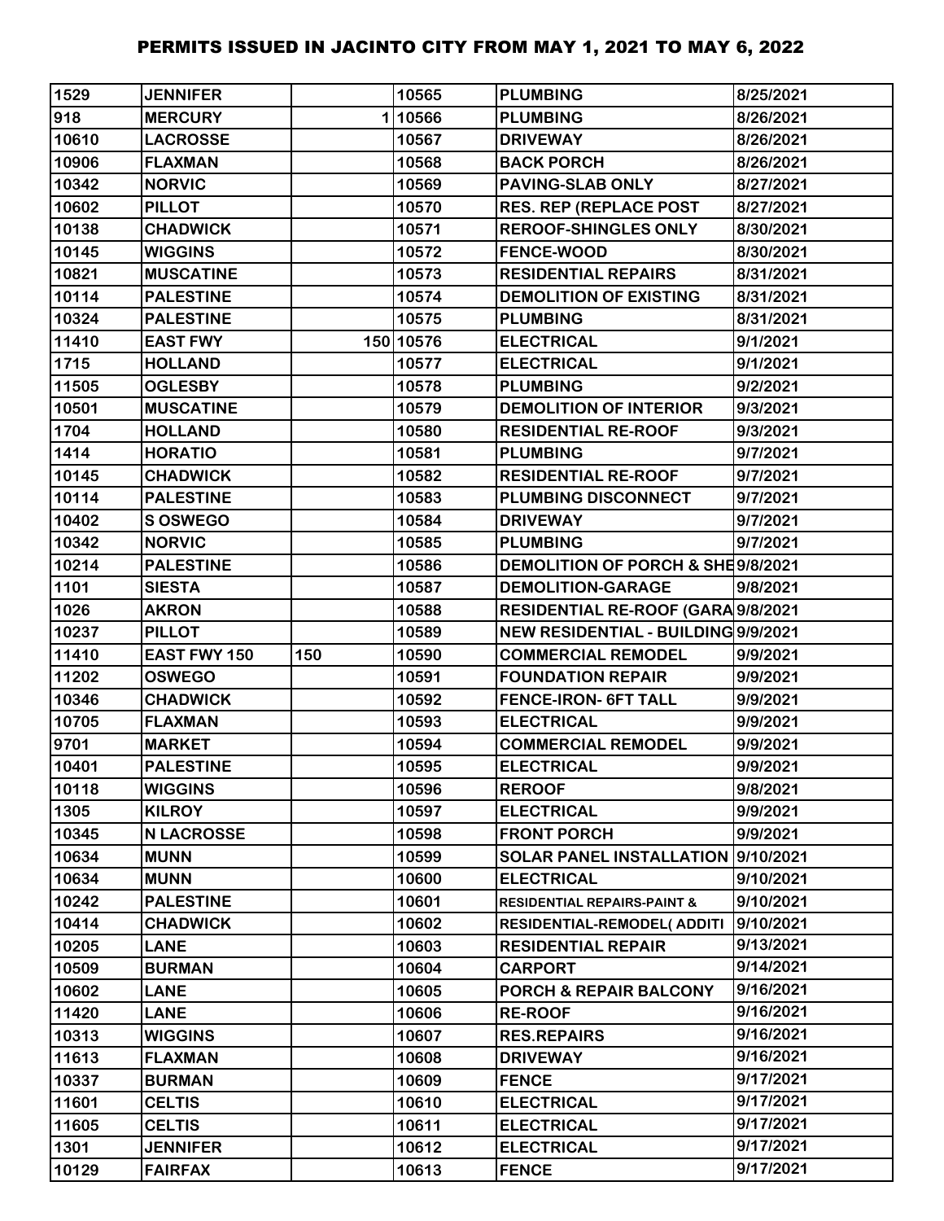| | | | | | |
|---|---|---|---|---|---|
| 1529 | JENNIFER | | 10565 | PLUMBING | 8/25/2021 |
| 918 | MERCURY | 1 | 10566 | PLUMBING | 8/26/2021 |
| 10610 | LACROSSE | | 10567 | DRIVEWAY | 8/26/2021 |
| 10906 | FLAXMAN | | 10568 | BACK PORCH | 8/26/2021 |
| 10342 | NORVIC | | 10569 | PAVING-SLAB ONLY | 8/27/2021 |
| 10602 | PILLOT | | 10570 | RES. REP (REPLACE POST | 8/27/2021 |
| 10138 | CHADWICK | | 10571 | REROOF-SHINGLES ONLY | 8/30/2021 |
| 10145 | WIGGINS | | 10572 | FENCE-WOOD | 8/30/2021 |
| 10821 | MUSCATINE | | 10573 | RESIDENTIAL REPAIRS | 8/31/2021 |
| 10114 | PALESTINE | | 10574 | DEMOLITION OF EXISTING | 8/31/2021 |
| 10324 | PALESTINE | | 10575 | PLUMBING | 8/31/2021 |
| 11410 | EAST FWY | 150 | 10576 | ELECTRICAL | 9/1/2021 |
| 1715 | HOLLAND | | 10577 | ELECTRICAL | 9/1/2021 |
| 11505 | OGLESBY | | 10578 | PLUMBING | 9/2/2021 |
| 10501 | MUSCATINE | | 10579 | DEMOLITION OF INTERIOR | 9/3/2021 |
| 1704 | HOLLAND | | 10580 | RESIDENTIAL RE-ROOF | 9/3/2021 |
| 1414 | HORATIO | | 10581 | PLUMBING | 9/7/2021 |
| 10145 | CHADWICK | | 10582 | RESIDENTIAL RE-ROOF | 9/7/2021 |
| 10114 | PALESTINE | | 10583 | PLUMBING DISCONNECT | 9/7/2021 |
| 10402 | S OSWEGO | | 10584 | DRIVEWAY | 9/7/2021 |
| 10342 | NORVIC | | 10585 | PLUMBING | 9/7/2021 |
| 10214 | PALESTINE | | 10586 | DEMOLITION OF PORCH & SHE | 9/8/2021 |
| 1101 | SIESTA | | 10587 | DEMOLITION-GARAGE | 9/8/2021 |
| 1026 | AKRON | | 10588 | RESIDENTIAL RE-ROOF (GARA | 9/8/2021 |
| 10237 | PILLOT | | 10589 | NEW RESIDENTIAL - BUILDING | 9/9/2021 |
| 11410 | EAST FWY 150 | 150 | 10590 | COMMERCIAL REMODEL | 9/9/2021 |
| 11202 | OSWEGO | | 10591 | FOUNDATION REPAIR | 9/9/2021 |
| 10346 | CHADWICK | | 10592 | FENCE-IRON- 6FT TALL | 9/9/2021 |
| 10705 | FLAXMAN | | 10593 | ELECTRICAL | 9/9/2021 |
| 9701 | MARKET | | 10594 | COMMERCIAL REMODEL | 9/9/2021 |
| 10401 | PALESTINE | | 10595 | ELECTRICAL | 9/9/2021 |
| 10118 | WIGGINS | | 10596 | REROOF | 9/8/2021 |
| 1305 | KILROY | | 10597 | ELECTRICAL | 9/9/2021 |
| 10345 | N LACROSSE | | 10598 | FRONT PORCH | 9/9/2021 |
| 10634 | MUNN | | 10599 | SOLAR PANEL INSTALLATION | 9/10/2021 |
| 10634 | MUNN | | 10600 | ELECTRICAL | 9/10/2021 |
| 10242 | PALESTINE | | 10601 | RESIDENTIAL REPAIRS-PAINT & | 9/10/2021 |
| 10414 | CHADWICK | | 10602 | RESIDENTIAL-REMODEL( ADDITI | 9/10/2021 |
| 10205 | LANE | | 10603 | RESIDENTIAL REPAIR | 9/13/2021 |
| 10509 | BURMAN | | 10604 | CARPORT | 9/14/2021 |
| 10602 | LANE | | 10605 | PORCH & REPAIR BALCONY | 9/16/2021 |
| 11420 | LANE | | 10606 | RE-ROOF | 9/16/2021 |
| 10313 | WIGGINS | | 10607 | RES.REPAIRS | 9/16/2021 |
| 11613 | FLAXMAN | | 10608 | DRIVEWAY | 9/16/2021 |
| 10337 | BURMAN | | 10609 | FENCE | 9/17/2021 |
| 11601 | CELTIS | | 10610 | ELECTRICAL | 9/17/2021 |
| 11605 | CELTIS | | 10611 | ELECTRICAL | 9/17/2021 |
| 1301 | JENNIFER | | 10612 | ELECTRICAL | 9/17/2021 |
| 10129 | FAIRFAX | | 10613 | FENCE | 9/17/2021 |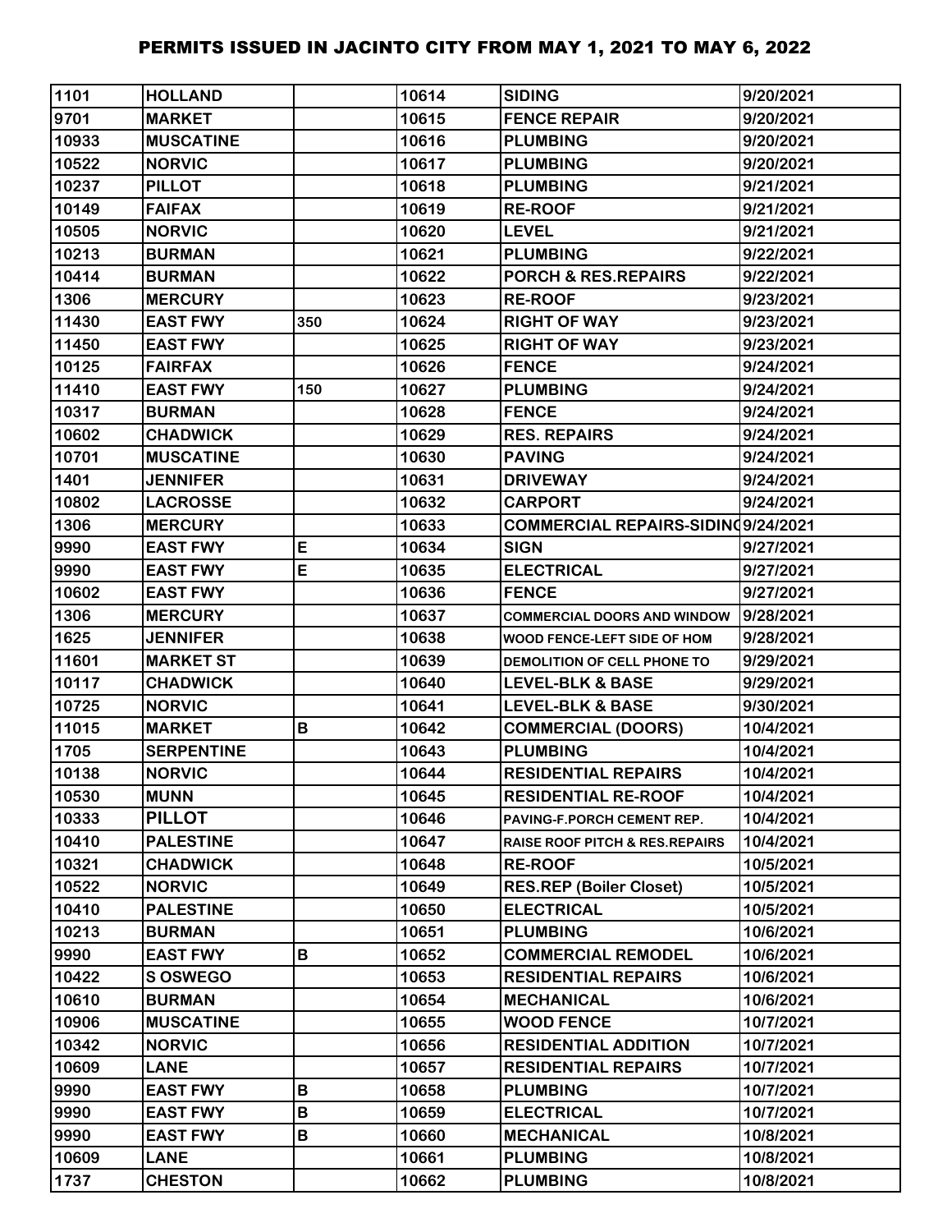# PERMITS ISSUED IN JACINTO CITY FROM MAY 1, 2021 TO MAY 6, 2022

| | | | | | |
|---|---|---|---|---|---|
| 1101 | HOLLAND | | 10614 | SIDING | 9/20/2021 |
| 9701 | MARKET | | 10615 | FENCE REPAIR | 9/20/2021 |
| 10933 | MUSCATINE | | 10616 | PLUMBING | 9/20/2021 |
| 10522 | NORVIC | | 10617 | PLUMBING | 9/20/2021 |
| 10237 | PILLOT | | 10618 | PLUMBING | 9/21/2021 |
| 10149 | FAIFAX | | 10619 | RE-ROOF | 9/21/2021 |
| 10505 | NORVIC | | 10620 | LEVEL | 9/21/2021 |
| 10213 | BURMAN | | 10621 | PLUMBING | 9/22/2021 |
| 10414 | BURMAN | | 10622 | PORCH & RES.REPAIRS | 9/22/2021 |
| 1306 | MERCURY | | 10623 | RE-ROOF | 9/23/2021 |
| 11430 | EAST FWY | 350 | 10624 | RIGHT OF WAY | 9/23/2021 |
| 11450 | EAST FWY | | 10625 | RIGHT OF WAY | 9/23/2021 |
| 10125 | FAIRFAX | | 10626 | FENCE | 9/24/2021 |
| 11410 | EAST FWY | 150 | 10627 | PLUMBING | 9/24/2021 |
| 10317 | BURMAN | | 10628 | FENCE | 9/24/2021 |
| 10602 | CHADWICK | | 10629 | RES. REPAIRS | 9/24/2021 |
| 10701 | MUSCATINE | | 10630 | PAVING | 9/24/2021 |
| 1401 | JENNIFER | | 10631 | DRIVEWAY | 9/24/2021 |
| 10802 | LACROSSE | | 10632 | CARPORT | 9/24/2021 |
| 1306 | MERCURY | | 10633 | COMMERCIAL REPAIRS-SIDING | 9/24/2021 |
| 9990 | EAST FWY | E | 10634 | SIGN | 9/27/2021 |
| 9990 | EAST FWY | E | 10635 | ELECTRICAL | 9/27/2021 |
| 10602 | EAST FWY | | 10636 | FENCE | 9/27/2021 |
| 1306 | MERCURY | | 10637 | COMMERCIAL DOORS AND WINDOW | 9/28/2021 |
| 1625 | JENNIFER | | 10638 | WOOD FENCE-LEFT SIDE OF HOM | 9/28/2021 |
| 11601 | MARKET ST | | 10639 | DEMOLITION OF CELL PHONE TO | 9/29/2021 |
| 10117 | CHADWICK | | 10640 | LEVEL-BLK & BASE | 9/29/2021 |
| 10725 | NORVIC | | 10641 | LEVEL-BLK & BASE | 9/30/2021 |
| 11015 | MARKET | B | 10642 | COMMERCIAL (DOORS) | 10/4/2021 |
| 1705 | SERPENTINE | | 10643 | PLUMBING | 10/4/2021 |
| 10138 | NORVIC | | 10644 | RESIDENTIAL REPAIRS | 10/4/2021 |
| 10530 | MUNN | | 10645 | RESIDENTIAL RE-ROOF | 10/4/2021 |
| 10333 | PILLOT | | 10646 | PAVING-F.PORCH CEMENT REP. | 10/4/2021 |
| 10410 | PALESTINE | | 10647 | RAISE ROOF PITCH & RES.REPAIRS | 10/4/2021 |
| 10321 | CHADWICK | | 10648 | RE-ROOF | 10/5/2021 |
| 10522 | NORVIC | | 10649 | RES.REP (Boiler Closet) | 10/5/2021 |
| 10410 | PALESTINE | | 10650 | ELECTRICAL | 10/5/2021 |
| 10213 | BURMAN | | 10651 | PLUMBING | 10/6/2021 |
| 9990 | EAST FWY | B | 10652 | COMMERCIAL REMODEL | 10/6/2021 |
| 10422 | S OSWEGO | | 10653 | RESIDENTIAL REPAIRS | 10/6/2021 |
| 10610 | BURMAN | | 10654 | MECHANICAL | 10/6/2021 |
| 10906 | MUSCATINE | | 10655 | WOOD FENCE | 10/7/2021 |
| 10342 | NORVIC | | 10656 | RESIDENTIAL ADDITION | 10/7/2021 |
| 10609 | LANE | | 10657 | RESIDENTIAL REPAIRS | 10/7/2021 |
| 9990 | EAST FWY | B | 10658 | PLUMBING | 10/7/2021 |
| 9990 | EAST FWY | B | 10659 | ELECTRICAL | 10/7/2021 |
| 9990 | EAST FWY | B | 10660 | MECHANICAL | 10/8/2021 |
| 10609 | LANE | | 10661 | PLUMBING | 10/8/2021 |
| 1737 | CHESTON | | 10662 | PLUMBING | 10/8/2021 |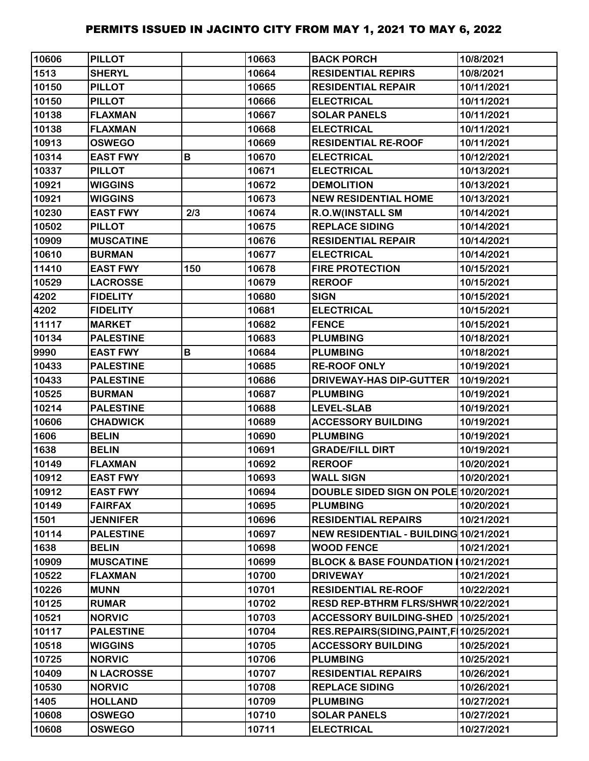# PERMITS ISSUED IN JACINTO CITY FROM MAY 1, 2021 TO MAY 6, 2022

| | | | | | |
|---|---|---|---|---|---|
| 10606 | PILLOT | | 10663 | BACK PORCH | 10/8/2021 |
| 1513 | SHERYL | | 10664 | RESIDENTIAL REPIRS | 10/8/2021 |
| 10150 | PILLOT | | 10665 | RESIDENTIAL REPAIR | 10/11/2021 |
| 10150 | PILLOT | | 10666 | ELECTRICAL | 10/11/2021 |
| 10138 | FLAXMAN | | 10667 | SOLAR PANELS | 10/11/2021 |
| 10138 | FLAXMAN | | 10668 | ELECTRICAL | 10/11/2021 |
| 10913 | OSWEGO | | 10669 | RESIDENTIAL RE-ROOF | 10/11/2021 |
| 10314 | EAST FWY | B | 10670 | ELECTRICAL | 10/12/2021 |
| 10337 | PILLOT | | 10671 | ELECTRICAL | 10/13/2021 |
| 10921 | WIGGINS | | 10672 | DEMOLITION | 10/13/2021 |
| 10921 | WIGGINS | | 10673 | NEW RESIDENTIAL HOME | 10/13/2021 |
| 10230 | EAST FWY | 2/3 | 10674 | R.O.W(INSTALL SM | 10/14/2021 |
| 10502 | PILLOT | | 10675 | REPLACE SIDING | 10/14/2021 |
| 10909 | MUSCATINE | | 10676 | RESIDENTIAL REPAIR | 10/14/2021 |
| 10610 | BURMAN | | 10677 | ELECTRICAL | 10/14/2021 |
| 11410 | EAST FWY | 150 | 10678 | FIRE PROTECTION | 10/15/2021 |
| 10529 | LACROSSE | | 10679 | REROOF | 10/15/2021 |
| 4202 | FIDELITY | | 10680 | SIGN | 10/15/2021 |
| 4202 | FIDELITY | | 10681 | ELECTRICAL | 10/15/2021 |
| 11117 | MARKET | | 10682 | FENCE | 10/15/2021 |
| 10134 | PALESTINE | | 10683 | PLUMBING | 10/18/2021 |
| 9990 | EAST FWY | B | 10684 | PLUMBING | 10/18/2021 |
| 10433 | PALESTINE | | 10685 | RE-ROOF ONLY | 10/19/2021 |
| 10433 | PALESTINE | | 10686 | DRIVEWAY-HAS DIP-GUTTER | 10/19/2021 |
| 10525 | BURMAN | | 10687 | PLUMBING | 10/19/2021 |
| 10214 | PALESTINE | | 10688 | LEVEL-SLAB | 10/19/2021 |
| 10606 | CHADWICK | | 10689 | ACCESSORY BUILDING | 10/19/2021 |
| 1606 | BELIN | | 10690 | PLUMBING | 10/19/2021 |
| 1638 | BELIN | | 10691 | GRADE/FILL DIRT | 10/19/2021 |
| 10149 | FLAXMAN | | 10692 | REROOF | 10/20/2021 |
| 10912 | EAST FWY | | 10693 | WALL SIGN | 10/20/2021 |
| 10912 | EAST FWY | | 10694 | DOUBLE SIDED SIGN ON POLE | 10/20/2021 |
| 10149 | FAIRFAX | | 10695 | PLUMBING | 10/20/2021 |
| 1501 | JENNIFER | | 10696 | RESIDENTIAL REPAIRS | 10/21/2021 |
| 10114 | PALESTINE | | 10697 | NEW RESIDENTIAL - BUILDING | 10/21/2021 |
| 1638 | BELIN | | 10698 | WOOD FENCE | 10/21/2021 |
| 10909 | MUSCATINE | | 10699 | BLOCK & BASE FOUNDATION I | 10/21/2021 |
| 10522 | FLAXMAN | | 10700 | DRIVEWAY | 10/21/2021 |
| 10226 | MUNN | | 10701 | RESIDENTIAL RE-ROOF | 10/22/2021 |
| 10125 | RUMAR | | 10702 | RESD REP-BTHRM FLRS/SHWR | 10/22/2021 |
| 10521 | NORVIC | | 10703 | ACCESSORY BUILDING-SHED | 10/25/2021 |
| 10117 | PALESTINE | | 10704 | RES.REPAIRS(SIDING,PAINT,F | 10/25/2021 |
| 10518 | WIGGINS | | 10705 | ACCESSORY BUILDING | 10/25/2021 |
| 10725 | NORVIC | | 10706 | PLUMBING | 10/25/2021 |
| 10409 | N LACROSSE | | 10707 | RESIDENTIAL REPAIRS | 10/26/2021 |
| 10530 | NORVIC | | 10708 | REPLACE SIDING | 10/26/2021 |
| 1405 | HOLLAND | | 10709 | PLUMBING | 10/27/2021 |
| 10608 | OSWEGO | | 10710 | SOLAR PANELS | 10/27/2021 |
| 10608 | OSWEGO | | 10711 | ELECTRICAL | 10/27/2021 |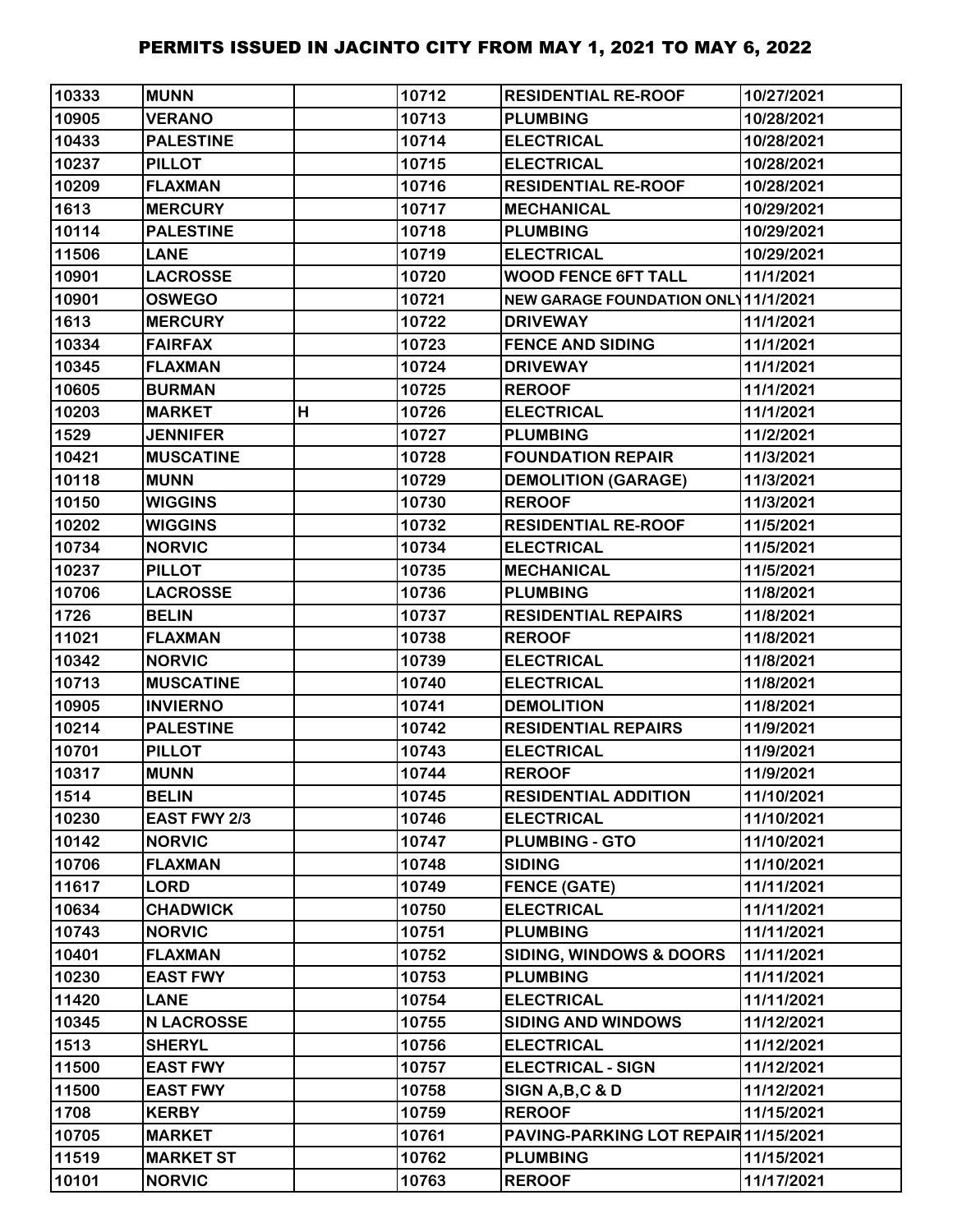# PERMITS ISSUED IN JACINTO CITY FROM MAY 1, 2021 TO MAY 6, 2022

| | | | | | |
|---|---|---|---|---|---|
| 10333 | MUNN | | 10712 | RESIDENTIAL RE-ROOF | 10/27/2021 |
| 10905 | VERANO | | 10713 | PLUMBING | 10/28/2021 |
| 10433 | PALESTINE | | 10714 | ELECTRICAL | 10/28/2021 |
| 10237 | PILLOT | | 10715 | ELECTRICAL | 10/28/2021 |
| 10209 | FLAXMAN | | 10716 | RESIDENTIAL RE-ROOF | 10/28/2021 |
| 1613 | MERCURY | | 10717 | MECHANICAL | 10/29/2021 |
| 10114 | PALESTINE | | 10718 | PLUMBING | 10/29/2021 |
| 11506 | LANE | | 10719 | ELECTRICAL | 10/29/2021 |
| 10901 | LACROSSE | | 10720 | WOOD FENCE 6FT TALL | 11/1/2021 |
| 10901 | OSWEGO | | 10721 | NEW GARAGE FOUNDATION ONLY | 11/1/2021 |
| 1613 | MERCURY | | 10722 | DRIVEWAY | 11/1/2021 |
| 10334 | FAIRFAX | | 10723 | FENCE AND SIDING | 11/1/2021 |
| 10345 | FLAXMAN | | 10724 | DRIVEWAY | 11/1/2021 |
| 10605 | BURMAN | | 10725 | REROOF | 11/1/2021 |
| 10203 | MARKET | H | 10726 | ELECTRICAL | 11/1/2021 |
| 1529 | JENNIFER | | 10727 | PLUMBING | 11/2/2021 |
| 10421 | MUSCATINE | | 10728 | FOUNDATION REPAIR | 11/3/2021 |
| 10118 | MUNN | | 10729 | DEMOLITION (GARAGE) | 11/3/2021 |
| 10150 | WIGGINS | | 10730 | REROOF | 11/3/2021 |
| 10202 | WIGGINS | | 10732 | RESIDENTIAL RE-ROOF | 11/5/2021 |
| 10734 | NORVIC | | 10734 | ELECTRICAL | 11/5/2021 |
| 10237 | PILLOT | | 10735 | MECHANICAL | 11/5/2021 |
| 10706 | LACROSSE | | 10736 | PLUMBING | 11/8/2021 |
| 1726 | BELIN | | 10737 | RESIDENTIAL REPAIRS | 11/8/2021 |
| 11021 | FLAXMAN | | 10738 | REROOF | 11/8/2021 |
| 10342 | NORVIC | | 10739 | ELECTRICAL | 11/8/2021 |
| 10713 | MUSCATINE | | 10740 | ELECTRICAL | 11/8/2021 |
| 10905 | INVIERNO | | 10741 | DEMOLITION | 11/8/2021 |
| 10214 | PALESTINE | | 10742 | RESIDENTIAL REPAIRS | 11/9/2021 |
| 10701 | PILLOT | | 10743 | ELECTRICAL | 11/9/2021 |
| 10317 | MUNN | | 10744 | REROOF | 11/9/2021 |
| 1514 | BELIN | | 10745 | RESIDENTIAL ADDITION | 11/10/2021 |
| 10230 | EAST FWY 2/3 | | 10746 | ELECTRICAL | 11/10/2021 |
| 10142 | NORVIC | | 10747 | PLUMBING - GTO | 11/10/2021 |
| 10706 | FLAXMAN | | 10748 | SIDING | 11/10/2021 |
| 11617 | LORD | | 10749 | FENCE (GATE) | 11/11/2021 |
| 10634 | CHADWICK | | 10750 | ELECTRICAL | 11/11/2021 |
| 10743 | NORVIC | | 10751 | PLUMBING | 11/11/2021 |
| 10401 | FLAXMAN | | 10752 | SIDING, WINDOWS & DOORS | 11/11/2021 |
| 10230 | EAST FWY | | 10753 | PLUMBING | 11/11/2021 |
| 11420 | LANE | | 10754 | ELECTRICAL | 11/11/2021 |
| 10345 | N LACROSSE | | 10755 | SIDING AND WINDOWS | 11/12/2021 |
| 1513 | SHERYL | | 10756 | ELECTRICAL | 11/12/2021 |
| 11500 | EAST FWY | | 10757 | ELECTRICAL - SIGN | 11/12/2021 |
| 11500 | EAST FWY | | 10758 | SIGN A,B,C & D | 11/12/2021 |
| 1708 | KERBY | | 10759 | REROOF | 11/15/2021 |
| 10705 | MARKET | | 10761 | PAVING-PARKING LOT REPAIR | 11/15/2021 |
| 11519 | MARKET ST | | 10762 | PLUMBING | 11/15/2021 |
| 10101 | NORVIC | | 10763 | REROOF | 11/17/2021 |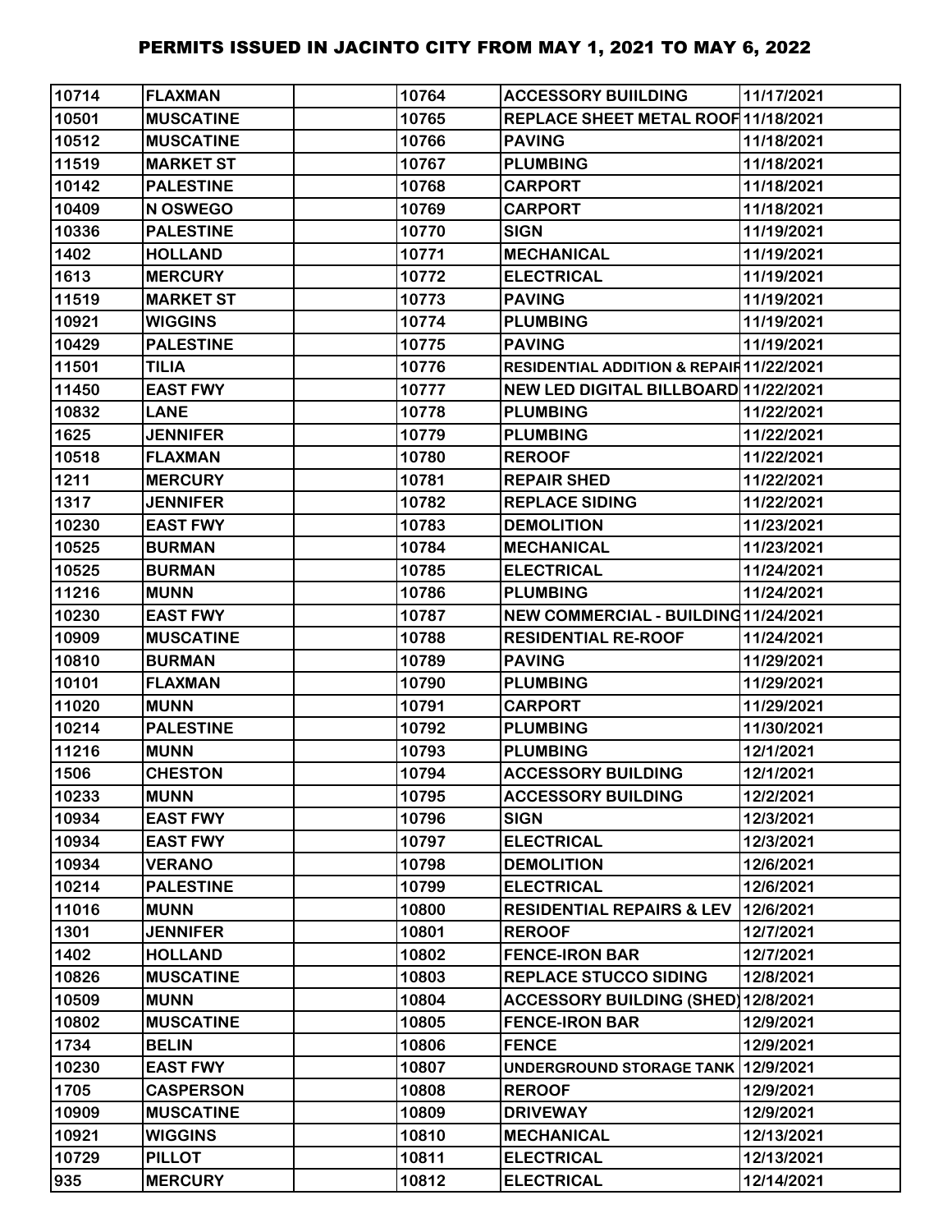# PERMITS ISSUED IN JACINTO CITY FROM MAY 1, 2021 TO MAY 6, 2022

| | | | | | |
|---|---|---|---|---|---|
| 10714 | FLAXMAN | | 10764 | ACCESSORY BUIILDING | 11/17/2021 |
| 10501 | MUSCATINE | | 10765 | REPLACE SHEET METAL ROOF | 11/18/2021 |
| 10512 | MUSCATINE | | 10766 | PAVING | 11/18/2021 |
| 11519 | MARKET ST | | 10767 | PLUMBING | 11/18/2021 |
| 10142 | PALESTINE | | 10768 | CARPORT | 11/18/2021 |
| 10409 | N OSWEGO | | 10769 | CARPORT | 11/18/2021 |
| 10336 | PALESTINE | | 10770 | SIGN | 11/19/2021 |
| 1402 | HOLLAND | | 10771 | MECHANICAL | 11/19/2021 |
| 1613 | MERCURY | | 10772 | ELECTRICAL | 11/19/2021 |
| 11519 | MARKET ST | | 10773 | PAVING | 11/19/2021 |
| 10921 | WIGGINS | | 10774 | PLUMBING | 11/19/2021 |
| 10429 | PALESTINE | | 10775 | PAVING | 11/19/2021 |
| 11501 | TILIA | | 10776 | RESIDENTIAL ADDITION & REPAIR | 11/22/2021 |
| 11450 | EAST FWY | | 10777 | NEW LED DIGITAL BILLBOARD | 11/22/2021 |
| 10832 | LANE | | 10778 | PLUMBING | 11/22/2021 |
| 1625 | JENNIFER | | 10779 | PLUMBING | 11/22/2021 |
| 10518 | FLAXMAN | | 10780 | REROOF | 11/22/2021 |
| 1211 | MERCURY | | 10781 | REPAIR SHED | 11/22/2021 |
| 1317 | JENNIFER | | 10782 | REPLACE SIDING | 11/22/2021 |
| 10230 | EAST FWY | | 10783 | DEMOLITION | 11/23/2021 |
| 10525 | BURMAN | | 10784 | MECHANICAL | 11/23/2021 |
| 10525 | BURMAN | | 10785 | ELECTRICAL | 11/24/2021 |
| 11216 | MUNN | | 10786 | PLUMBING | 11/24/2021 |
| 10230 | EAST FWY | | 10787 | NEW COMMERCIAL - BUILDING | 11/24/2021 |
| 10909 | MUSCATINE | | 10788 | RESIDENTIAL RE-ROOF | 11/24/2021 |
| 10810 | BURMAN | | 10789 | PAVING | 11/29/2021 |
| 10101 | FLAXMAN | | 10790 | PLUMBING | 11/29/2021 |
| 11020 | MUNN | | 10791 | CARPORT | 11/29/2021 |
| 10214 | PALESTINE | | 10792 | PLUMBING | 11/30/2021 |
| 11216 | MUNN | | 10793 | PLUMBING | 12/1/2021 |
| 1506 | CHESTON | | 10794 | ACCESSORY BUILDING | 12/1/2021 |
| 10233 | MUNN | | 10795 | ACCESSORY BUILDING | 12/2/2021 |
| 10934 | EAST FWY | | 10796 | SIGN | 12/3/2021 |
| 10934 | EAST FWY | | 10797 | ELECTRICAL | 12/3/2021 |
| 10934 | VERANO | | 10798 | DEMOLITION | 12/6/2021 |
| 10214 | PALESTINE | | 10799 | ELECTRICAL | 12/6/2021 |
| 11016 | MUNN | | 10800 | RESIDENTIAL REPAIRS & LEV | 12/6/2021 |
| 1301 | JENNIFER | | 10801 | REROOF | 12/7/2021 |
| 1402 | HOLLAND | | 10802 | FENCE-IRON BAR | 12/7/2021 |
| 10826 | MUSCATINE | | 10803 | REPLACE STUCCO SIDING | 12/8/2021 |
| 10509 | MUNN | | 10804 | ACCESSORY BUILDING (SHED) | 12/8/2021 |
| 10802 | MUSCATINE | | 10805 | FENCE-IRON BAR | 12/9/2021 |
| 1734 | BELIN | | 10806 | FENCE | 12/9/2021 |
| 10230 | EAST FWY | | 10807 | UNDERGROUND STORAGE TANK | 12/9/2021 |
| 1705 | CASPERSON | | 10808 | REROOF | 12/9/2021 |
| 10909 | MUSCATINE | | 10809 | DRIVEWAY | 12/9/2021 |
| 10921 | WIGGINS | | 10810 | MECHANICAL | 12/13/2021 |
| 10729 | PILLOT | | 10811 | ELECTRICAL | 12/13/2021 |
| 935 | MERCURY | | 10812 | ELECTRICAL | 12/14/2021 |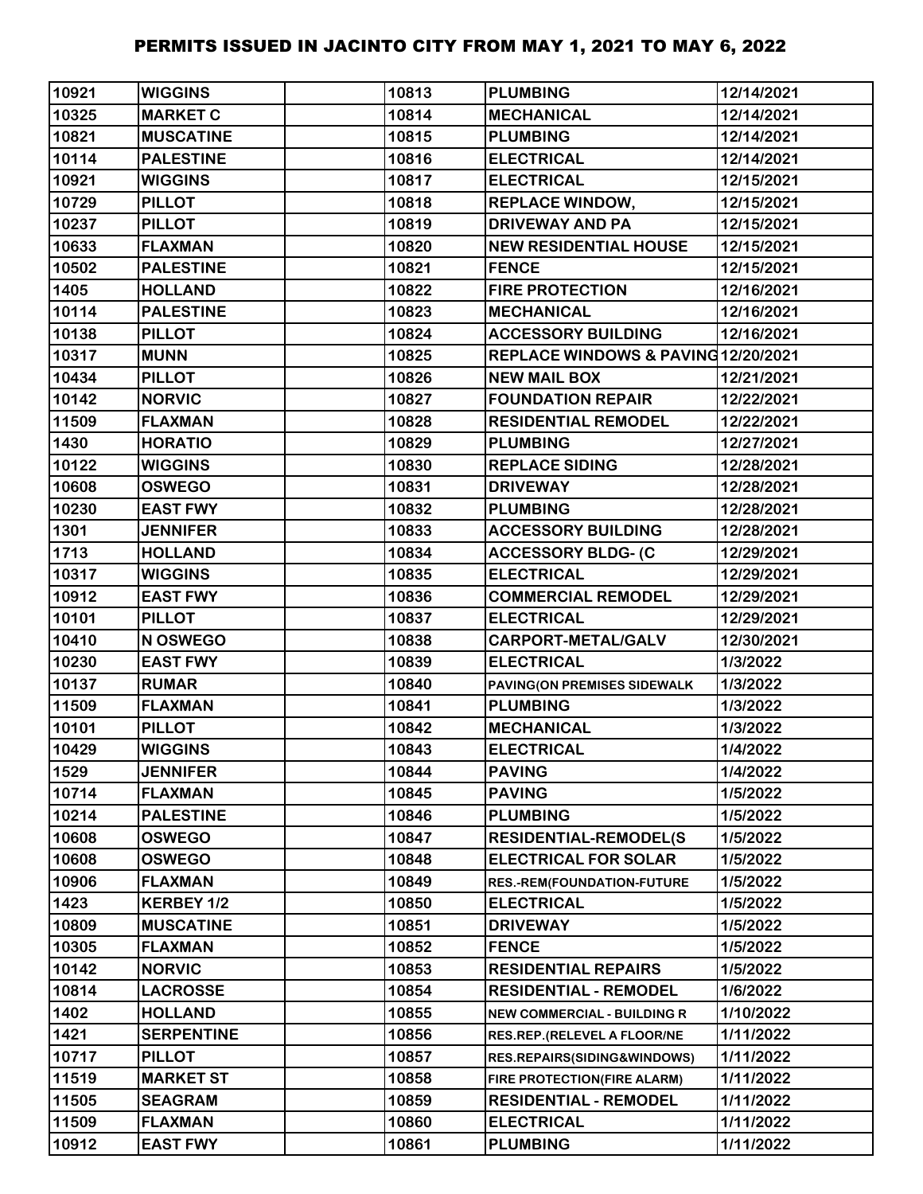# PERMITS ISSUED IN JACINTO CITY FROM MAY 1, 2021 TO MAY 6, 2022

| | | | | | |
|---|---|---|---|---|---|
| 10921 | WIGGINS | | 10813 | PLUMBING | 12/14/2021 |
| 10325 | MARKET C | | 10814 | MECHANICAL | 12/14/2021 |
| 10821 | MUSCATINE | | 10815 | PLUMBING | 12/14/2021 |
| 10114 | PALESTINE | | 10816 | ELECTRICAL | 12/14/2021 |
| 10921 | WIGGINS | | 10817 | ELECTRICAL | 12/15/2021 |
| 10729 | PILLOT | | 10818 | REPLACE WINDOW, | 12/15/2021 |
| 10237 | PILLOT | | 10819 | DRIVEWAY AND PA | 12/15/2021 |
| 10633 | FLAXMAN | | 10820 | NEW RESIDENTIAL HOUSE | 12/15/2021 |
| 10502 | PALESTINE | | 10821 | FENCE | 12/15/2021 |
| 1405 | HOLLAND | | 10822 | FIRE PROTECTION | 12/16/2021 |
| 10114 | PALESTINE | | 10823 | MECHANICAL | 12/16/2021 |
| 10138 | PILLOT | | 10824 | ACCESSORY BUILDING | 12/16/2021 |
| 10317 | MUNN | | 10825 | REPLACE WINDOWS & PAVING | 12/20/2021 |
| 10434 | PILLOT | | 10826 | NEW MAIL BOX | 12/21/2021 |
| 10142 | NORVIC | | 10827 | FOUNDATION REPAIR | 12/22/2021 |
| 11509 | FLAXMAN | | 10828 | RESIDENTIAL REMODEL | 12/22/2021 |
| 1430 | HORATIO | | 10829 | PLUMBING | 12/27/2021 |
| 10122 | WIGGINS | | 10830 | REPLACE SIDING | 12/28/2021 |
| 10608 | OSWEGO | | 10831 | DRIVEWAY | 12/28/2021 |
| 10230 | EAST FWY | | 10832 | PLUMBING | 12/28/2021 |
| 1301 | JENNIFER | | 10833 | ACCESSORY BUILDING | 12/28/2021 |
| 1713 | HOLLAND | | 10834 | ACCESSORY BLDG- (C | 12/29/2021 |
| 10317 | WIGGINS | | 10835 | ELECTRICAL | 12/29/2021 |
| 10912 | EAST FWY | | 10836 | COMMERCIAL REMODEL | 12/29/2021 |
| 10101 | PILLOT | | 10837 | ELECTRICAL | 12/29/2021 |
| 10410 | N OSWEGO | | 10838 | CARPORT-METAL/GALV | 12/30/2021 |
| 10230 | EAST FWY | | 10839 | ELECTRICAL | 1/3/2022 |
| 10137 | RUMAR | | 10840 | PAVING(ON PREMISES SIDEWALK | 1/3/2022 |
| 11509 | FLAXMAN | | 10841 | PLUMBING | 1/3/2022 |
| 10101 | PILLOT | | 10842 | MECHANICAL | 1/3/2022 |
| 10429 | WIGGINS | | 10843 | ELECTRICAL | 1/4/2022 |
| 1529 | JENNIFER | | 10844 | PAVING | 1/4/2022 |
| 10714 | FLAXMAN | | 10845 | PAVING | 1/5/2022 |
| 10214 | PALESTINE | | 10846 | PLUMBING | 1/5/2022 |
| 10608 | OSWEGO | | 10847 | RESIDENTIAL-REMODEL(S | 1/5/2022 |
| 10608 | OSWEGO | | 10848 | ELECTRICAL FOR SOLAR | 1/5/2022 |
| 10906 | FLAXMAN | | 10849 | RES.-REM(FOUNDATION-FUTURE | 1/5/2022 |
| 1423 | KERBEY 1/2 | | 10850 | ELECTRICAL | 1/5/2022 |
| 10809 | MUSCATINE | | 10851 | DRIVEWAY | 1/5/2022 |
| 10305 | FLAXMAN | | 10852 | FENCE | 1/5/2022 |
| 10142 | NORVIC | | 10853 | RESIDENTIAL REPAIRS | 1/5/2022 |
| 10814 | LACROSSE | | 10854 | RESIDENTIAL - REMODEL | 1/6/2022 |
| 1402 | HOLLAND | | 10855 | NEW COMMERCIAL - BUILDING R | 1/10/2022 |
| 1421 | SERPENTINE | | 10856 | RES.REP.(RELEVEL A FLOOR/NE | 1/11/2022 |
| 10717 | PILLOT | | 10857 | RES.REPAIRS(SIDING&WINDOWS) | 1/11/2022 |
| 11519 | MARKET ST | | 10858 | FIRE PROTECTION(FIRE ALARM) | 1/11/2022 |
| 11505 | SEAGRAM | | 10859 | RESIDENTIAL - REMODEL | 1/11/2022 |
| 11509 | FLAXMAN | | 10860 | ELECTRICAL | 1/11/2022 |
| 10912 | EAST FWY | | 10861 | PLUMBING | 1/11/2022 |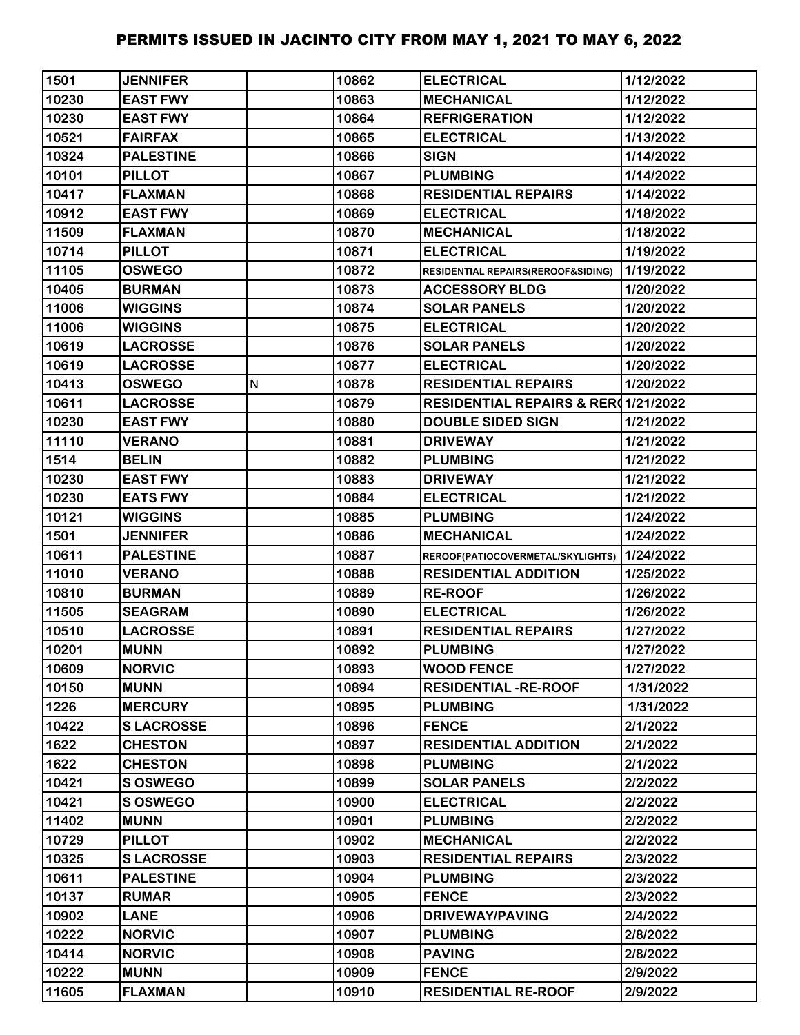# PERMITS ISSUED IN JACINTO CITY FROM MAY 1, 2021 TO MAY 6, 2022

| | | | | | |
|---|---|---|---|---|---|
| 1501 | JENNIFER | | 10862 | ELECTRICAL | 1/12/2022 |
| 10230 | EAST FWY | | 10863 | MECHANICAL | 1/12/2022 |
| 10230 | EAST FWY | | 10864 | REFRIGERATION | 1/12/2022 |
| 10521 | FAIRFAX | | 10865 | ELECTRICAL | 1/13/2022 |
| 10324 | PALESTINE | | 10866 | SIGN | 1/14/2022 |
| 10101 | PILLOT | | 10867 | PLUMBING | 1/14/2022 |
| 10417 | FLAXMAN | | 10868 | RESIDENTIAL REPAIRS | 1/14/2022 |
| 10912 | EAST FWY | | 10869 | ELECTRICAL | 1/18/2022 |
| 11509 | FLAXMAN | | 10870 | MECHANICAL | 1/18/2022 |
| 10714 | PILLOT | | 10871 | ELECTRICAL | 1/19/2022 |
| 11105 | OSWEGO | | 10872 | RESIDENTIAL REPAIRS(REROOF&SIDING) | 1/19/2022 |
| 10405 | BURMAN | | 10873 | ACCESSORY BLDG | 1/20/2022 |
| 11006 | WIGGINS | | 10874 | SOLAR PANELS | 1/20/2022 |
| 11006 | WIGGINS | | 10875 | ELECTRICAL | 1/20/2022 |
| 10619 | LACROSSE | | 10876 | SOLAR PANELS | 1/20/2022 |
| 10619 | LACROSSE | | 10877 | ELECTRICAL | 1/20/2022 |
| 10413 | OSWEGO | N | 10878 | RESIDENTIAL REPAIRS | 1/20/2022 |
| 10611 | LACROSSE | | 10879 | RESIDENTIAL REPAIRS & RER( | 1/21/2022 |
| 10230 | EAST FWY | | 10880 | DOUBLE SIDED SIGN | 1/21/2022 |
| 11110 | VERANO | | 10881 | DRIVEWAY | 1/21/2022 |
| 1514 | BELIN | | 10882 | PLUMBING | 1/21/2022 |
| 10230 | EAST FWY | | 10883 | DRIVEWAY | 1/21/2022 |
| 10230 | EATS FWY | | 10884 | ELECTRICAL | 1/21/2022 |
| 10121 | WIGGINS | | 10885 | PLUMBING | 1/24/2022 |
| 1501 | JENNIFER | | 10886 | MECHANICAL | 1/24/2022 |
| 10611 | PALESTINE | | 10887 | REROOF(PATIOCOVERMETAL/SKYLIGHTS) | 1/24/2022 |
| 11010 | VERANO | | 10888 | RESIDENTIAL ADDITION | 1/25/2022 |
| 10810 | BURMAN | | 10889 | RE-ROOF | 1/26/2022 |
| 11505 | SEAGRAM | | 10890 | ELECTRICAL | 1/26/2022 |
| 10510 | LACROSSE | | 10891 | RESIDENTIAL REPAIRS | 1/27/2022 |
| 10201 | MUNN | | 10892 | PLUMBING | 1/27/2022 |
| 10609 | NORVIC | | 10893 | WOOD FENCE | 1/27/2022 |
| 10150 | MUNN | | 10894 | RESIDENTIAL -RE-ROOF | 1/31/2022 |
| 1226 | MERCURY | | 10895 | PLUMBING | 1/31/2022 |
| 10422 | S LACROSSE | | 10896 | FENCE | 2/1/2022 |
| 1622 | CHESTON | | 10897 | RESIDENTIAL ADDITION | 2/1/2022 |
| 1622 | CHESTON | | 10898 | PLUMBING | 2/1/2022 |
| 10421 | S OSWEGO | | 10899 | SOLAR PANELS | 2/2/2022 |
| 10421 | S OSWEGO | | 10900 | ELECTRICAL | 2/2/2022 |
| 11402 | MUNN | | 10901 | PLUMBING | 2/2/2022 |
| 10729 | PILLOT | | 10902 | MECHANICAL | 2/2/2022 |
| 10325 | S LACROSSE | | 10903 | RESIDENTIAL REPAIRS | 2/3/2022 |
| 10611 | PALESTINE | | 10904 | PLUMBING | 2/3/2022 |
| 10137 | RUMAR | | 10905 | FENCE | 2/3/2022 |
| 10902 | LANE | | 10906 | DRIVEWAY/PAVING | 2/4/2022 |
| 10222 | NORVIC | | 10907 | PLUMBING | 2/8/2022 |
| 10414 | NORVIC | | 10908 | PAVING | 2/8/2022 |
| 10222 | MUNN | | 10909 | FENCE | 2/9/2022 |
| 11605 | FLAXMAN | | 10910 | RESIDENTIAL RE-ROOF | 2/9/2022 |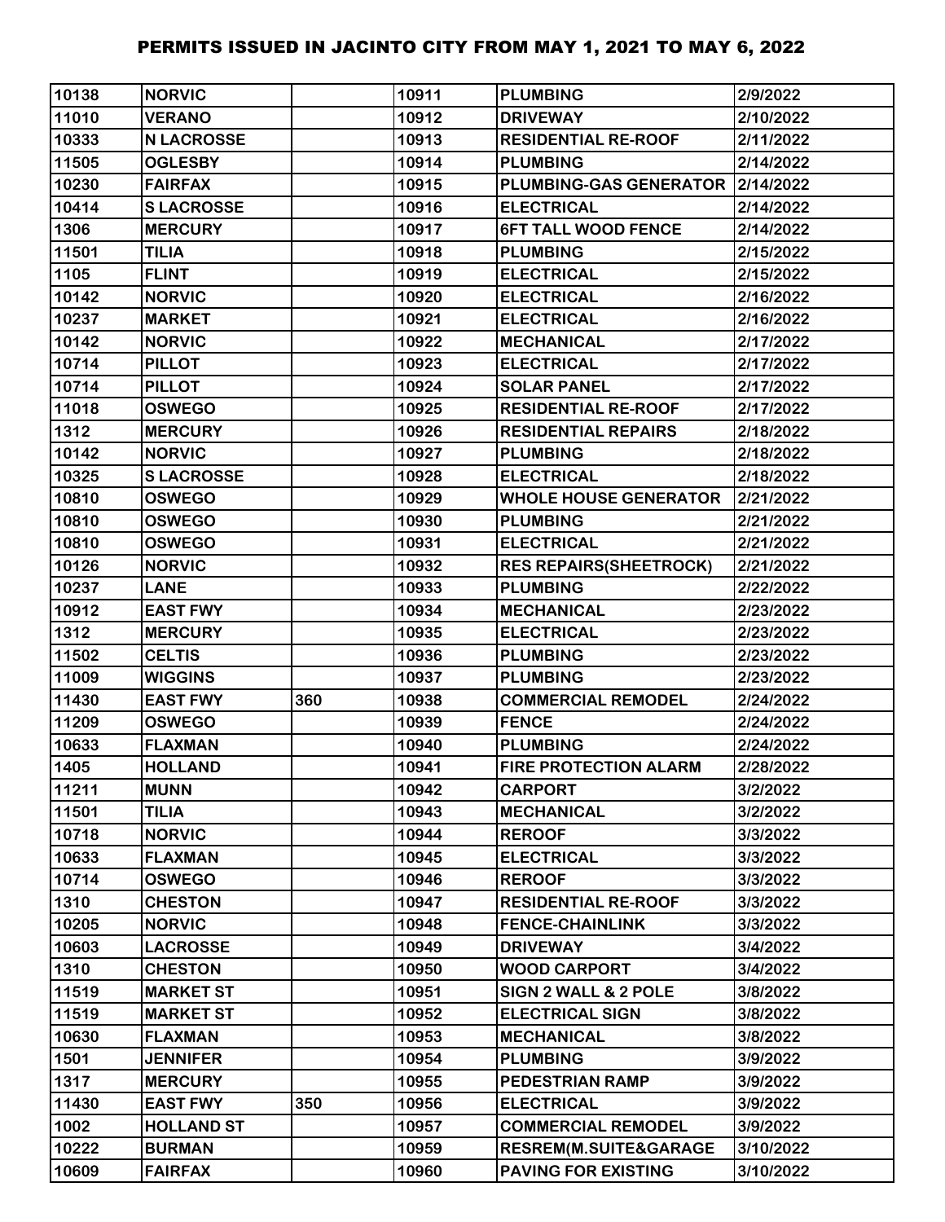# PERMITS ISSUED IN JACINTO CITY FROM MAY 1, 2021 TO MAY 6, 2022

| | | | | | |
|---|---|---|---|---|---|
| 10138 | NORVIC | | 10911 | PLUMBING | 2/9/2022 |
| 11010 | VERANO | | 10912 | DRIVEWAY | 2/10/2022 |
| 10333 | N LACROSSE | | 10913 | RESIDENTIAL RE-ROOF | 2/11/2022 |
| 11505 | OGLESBY | | 10914 | PLUMBING | 2/14/2022 |
| 10230 | FAIRFAX | | 10915 | PLUMBING-GAS GENERATOR | 2/14/2022 |
| 10414 | S LACROSSE | | 10916 | ELECTRICAL | 2/14/2022 |
| 1306 | MERCURY | | 10917 | 6FT TALL WOOD FENCE | 2/14/2022 |
| 11501 | TILIA | | 10918 | PLUMBING | 2/15/2022 |
| 1105 | FLINT | | 10919 | ELECTRICAL | 2/15/2022 |
| 10142 | NORVIC | | 10920 | ELECTRICAL | 2/16/2022 |
| 10237 | MARKET | | 10921 | ELECTRICAL | 2/16/2022 |
| 10142 | NORVIC | | 10922 | MECHANICAL | 2/17/2022 |
| 10714 | PILLOT | | 10923 | ELECTRICAL | 2/17/2022 |
| 10714 | PILLOT | | 10924 | SOLAR PANEL | 2/17/2022 |
| 11018 | OSWEGO | | 10925 | RESIDENTIAL RE-ROOF | 2/17/2022 |
| 1312 | MERCURY | | 10926 | RESIDENTIAL REPAIRS | 2/18/2022 |
| 10142 | NORVIC | | 10927 | PLUMBING | 2/18/2022 |
| 10325 | S LACROSSE | | 10928 | ELECTRICAL | 2/18/2022 |
| 10810 | OSWEGO | | 10929 | WHOLE HOUSE GENERATOR | 2/21/2022 |
| 10810 | OSWEGO | | 10930 | PLUMBING | 2/21/2022 |
| 10810 | OSWEGO | | 10931 | ELECTRICAL | 2/21/2022 |
| 10126 | NORVIC | | 10932 | RES REPAIRS(SHEETROCK) | 2/21/2022 |
| 10237 | LANE | | 10933 | PLUMBING | 2/22/2022 |
| 10912 | EAST FWY | | 10934 | MECHANICAL | 2/23/2022 |
| 1312 | MERCURY | | 10935 | ELECTRICAL | 2/23/2022 |
| 11502 | CELTIS | | 10936 | PLUMBING | 2/23/2022 |
| 11009 | WIGGINS | | 10937 | PLUMBING | 2/23/2022 |
| 11430 | EAST FWY | 360 | 10938 | COMMERCIAL REMODEL | 2/24/2022 |
| 11209 | OSWEGO | | 10939 | FENCE | 2/24/2022 |
| 10633 | FLAXMAN | | 10940 | PLUMBING | 2/24/2022 |
| 1405 | HOLLAND | | 10941 | FIRE PROTECTION ALARM | 2/28/2022 |
| 11211 | MUNN | | 10942 | CARPORT | 3/2/2022 |
| 11501 | TILIA | | 10943 | MECHANICAL | 3/2/2022 |
| 10718 | NORVIC | | 10944 | REROOF | 3/3/2022 |
| 10633 | FLAXMAN | | 10945 | ELECTRICAL | 3/3/2022 |
| 10714 | OSWEGO | | 10946 | REROOF | 3/3/2022 |
| 1310 | CHESTON | | 10947 | RESIDENTIAL RE-ROOF | 3/3/2022 |
| 10205 | NORVIC | | 10948 | FENCE-CHAINLINK | 3/3/2022 |
| 10603 | LACROSSE | | 10949 | DRIVEWAY | 3/4/2022 |
| 1310 | CHESTON | | 10950 | WOOD CARPORT | 3/4/2022 |
| 11519 | MARKET ST | | 10951 | SIGN 2 WALL & 2 POLE | 3/8/2022 |
| 11519 | MARKET ST | | 10952 | ELECTRICAL SIGN | 3/8/2022 |
| 10630 | FLAXMAN | | 10953 | MECHANICAL | 3/8/2022 |
| 1501 | JENNIFER | | 10954 | PLUMBING | 3/9/2022 |
| 1317 | MERCURY | | 10955 | PEDESTRIAN RAMP | 3/9/2022 |
| 11430 | EAST FWY | 350 | 10956 | ELECTRICAL | 3/9/2022 |
| 1002 | HOLLAND ST | | 10957 | COMMERCIAL REMODEL | 3/9/2022 |
| 10222 | BURMAN | | 10959 | RESREM(M.SUITE&GARAGE | 3/10/2022 |
| 10609 | FAIRFAX | | 10960 | PAVING FOR EXISTING | 3/10/2022 |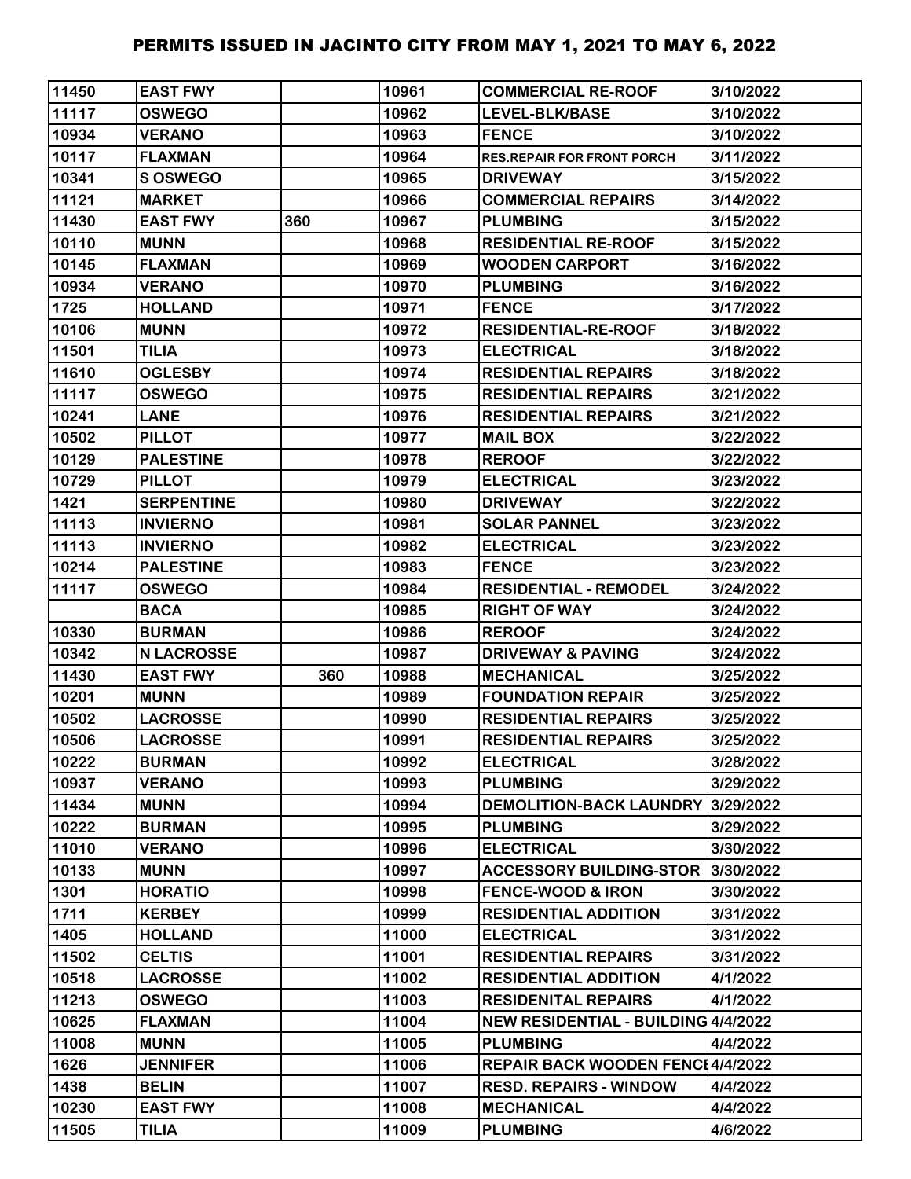# PERMITS ISSUED IN JACINTO CITY FROM MAY 1, 2021 TO MAY 6, 2022

| | | | | | |
|---|---|---|---|---|---|
| 11450 | EAST FWY | | 10961 | COMMERCIAL RE-ROOF | 3/10/2022 |
| 11117 | OSWEGO | | 10962 | LEVEL-BLK/BASE | 3/10/2022 |
| 10934 | VERANO | | 10963 | FENCE | 3/10/2022 |
| 10117 | FLAXMAN | | 10964 | RES.REPAIR FOR FRONT PORCH | 3/11/2022 |
| 10341 | S OSWEGO | | 10965 | DRIVEWAY | 3/15/2022 |
| 11121 | MARKET | | 10966 | COMMERCIAL REPAIRS | 3/14/2022 |
| 11430 | EAST FWY | 360 | 10967 | PLUMBING | 3/15/2022 |
| 10110 | MUNN | | 10968 | RESIDENTIAL RE-ROOF | 3/15/2022 |
| 10145 | FLAXMAN | | 10969 | WOODEN CARPORT | 3/16/2022 |
| 10934 | VERANO | | 10970 | PLUMBING | 3/16/2022 |
| 1725 | HOLLAND | | 10971 | FENCE | 3/17/2022 |
| 10106 | MUNN | | 10972 | RESIDENTIAL-RE-ROOF | 3/18/2022 |
| 11501 | TILIA | | 10973 | ELECTRICAL | 3/18/2022 |
| 11610 | OGLESBY | | 10974 | RESIDENTIAL REPAIRS | 3/18/2022 |
| 11117 | OSWEGO | | 10975 | RESIDENTIAL REPAIRS | 3/21/2022 |
| 10241 | LANE | | 10976 | RESIDENTIAL REPAIRS | 3/21/2022 |
| 10502 | PILLOT | | 10977 | MAIL BOX | 3/22/2022 |
| 10129 | PALESTINE | | 10978 | REROOF | 3/22/2022 |
| 10729 | PILLOT | | 10979 | ELECTRICAL | 3/23/2022 |
| 1421 | SERPENTINE | | 10980 | DRIVEWAY | 3/22/2022 |
| 11113 | INVIERNO | | 10981 | SOLAR PANNEL | 3/23/2022 |
| 11113 | INVIERNO | | 10982 | ELECTRICAL | 3/23/2022 |
| 10214 | PALESTINE | | 10983 | FENCE | 3/23/2022 |
| 11117 | OSWEGO | | 10984 | RESIDENTIAL - REMODEL | 3/24/2022 |
| | BACA | | 10985 | RIGHT OF WAY | 3/24/2022 |
| 10330 | BURMAN | | 10986 | REROOF | 3/24/2022 |
| 10342 | N LACROSSE | | 10987 | DRIVEWAY & PAVING | 3/24/2022 |
| 11430 | EAST FWY | 360 | 10988 | MECHANICAL | 3/25/2022 |
| 10201 | MUNN | | 10989 | FOUNDATION REPAIR | 3/25/2022 |
| 10502 | LACROSSE | | 10990 | RESIDENTIAL REPAIRS | 3/25/2022 |
| 10506 | LACROSSE | | 10991 | RESIDENTIAL REPAIRS | 3/25/2022 |
| 10222 | BURMAN | | 10992 | ELECTRICAL | 3/28/2022 |
| 10937 | VERANO | | 10993 | PLUMBING | 3/29/2022 |
| 11434 | MUNN | | 10994 | DEMOLITION-BACK LAUNDRY | 3/29/2022 |
| 10222 | BURMAN | | 10995 | PLUMBING | 3/29/2022 |
| 11010 | VERANO | | 10996 | ELECTRICAL | 3/30/2022 |
| 10133 | MUNN | | 10997 | ACCESSORY BUILDING-STOR | 3/30/2022 |
| 1301 | HORATIO | | 10998 | FENCE-WOOD & IRON | 3/30/2022 |
| 1711 | KERBEY | | 10999 | RESIDENTIAL ADDITION | 3/31/2022 |
| 1405 | HOLLAND | | 11000 | ELECTRICAL | 3/31/2022 |
| 11502 | CELTIS | | 11001 | RESIDENTIAL REPAIRS | 3/31/2022 |
| 10518 | LACROSSE | | 11002 | RESIDENTIAL ADDITION | 4/1/2022 |
| 11213 | OSWEGO | | 11003 | RESIDENITAL REPAIRS | 4/1/2022 |
| 10625 | FLAXMAN | | 11004 | NEW RESIDENTIAL - BUILDING | 4/4/2022 |
| 11008 | MUNN | | 11005 | PLUMBING | 4/4/2022 |
| 1626 | JENNIFER | | 11006 | REPAIR BACK WOODEN FENCE | 4/4/2022 |
| 1438 | BELIN | | 11007 | RESD. REPAIRS - WINDOW | 4/4/2022 |
| 10230 | EAST FWY | | 11008 | MECHANICAL | 4/4/2022 |
| 11505 | TILIA | | 11009 | PLUMBING | 4/6/2022 |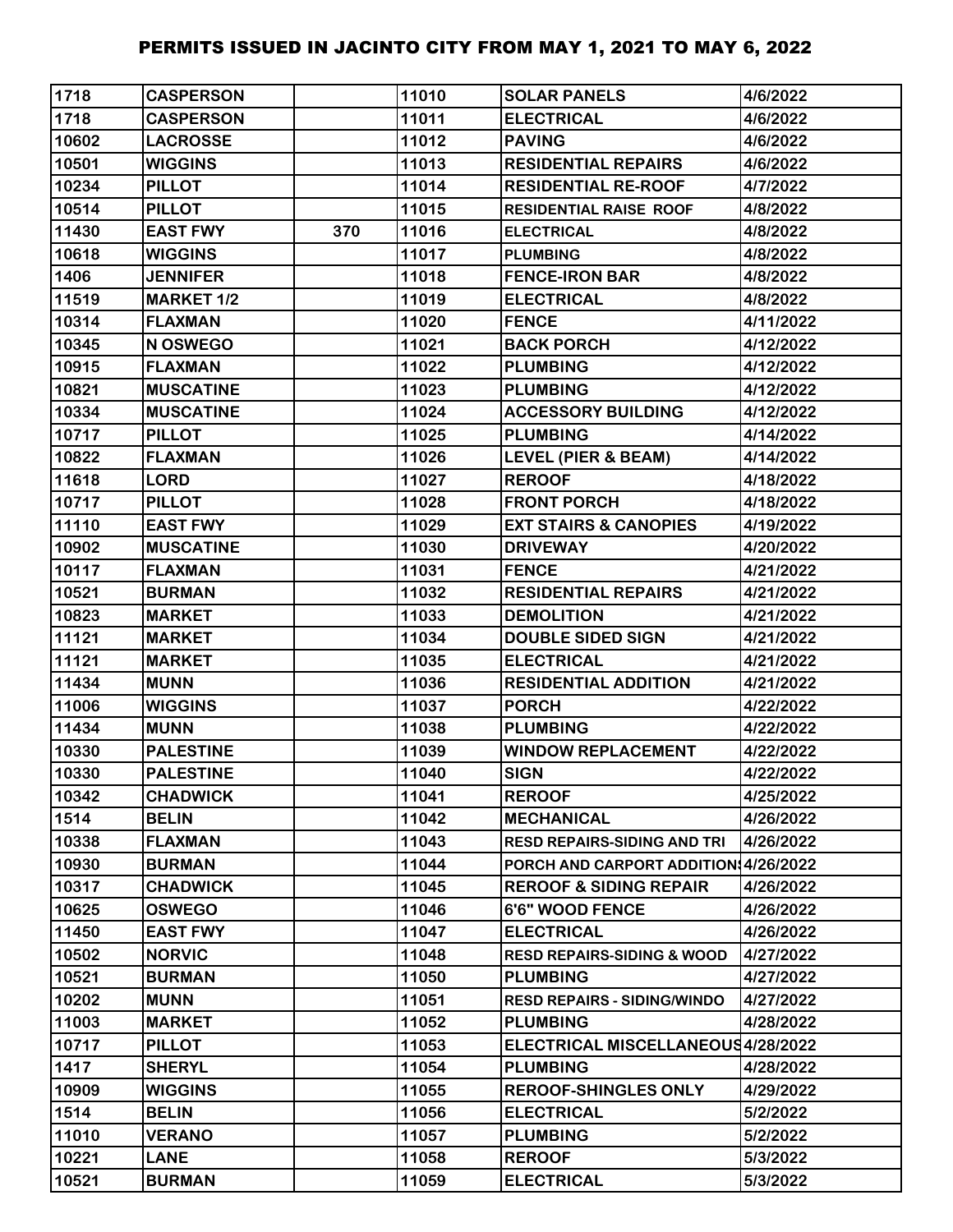# PERMITS ISSUED IN JACINTO CITY FROM MAY 1, 2021 TO MAY 6, 2022

| | | | | | |
|---|---|---|---|---|---|
| 1718 | CASPERSON | | 11010 | SOLAR PANELS | 4/6/2022 |
| 1718 | CASPERSON | | 11011 | ELECTRICAL | 4/6/2022 |
| 10602 | LACROSSE | | 11012 | PAVING | 4/6/2022 |
| 10501 | WIGGINS | | 11013 | RESIDENTIAL REPAIRS | 4/6/2022 |
| 10234 | PILLOT | | 11014 | RESIDENTIAL RE-ROOF | 4/7/2022 |
| 10514 | PILLOT | | 11015 | RESIDENTIAL RAISE ROOF | 4/8/2022 |
| 11430 | EAST FWY | 370 | 11016 | ELECTRICAL | 4/8/2022 |
| 10618 | WIGGINS | | 11017 | PLUMBING | 4/8/2022 |
| 1406 | JENNIFER | | 11018 | FENCE-IRON BAR | 4/8/2022 |
| 11519 | MARKET 1/2 | | 11019 | ELECTRICAL | 4/8/2022 |
| 10314 | FLAXMAN | | 11020 | FENCE | 4/11/2022 |
| 10345 | N OSWEGO | | 11021 | BACK PORCH | 4/12/2022 |
| 10915 | FLAXMAN | | 11022 | PLUMBING | 4/12/2022 |
| 10821 | MUSCATINE | | 11023 | PLUMBING | 4/12/2022 |
| 10334 | MUSCATINE | | 11024 | ACCESSORY BUILDING | 4/12/2022 |
| 10717 | PILLOT | | 11025 | PLUMBING | 4/14/2022 |
| 10822 | FLAXMAN | | 11026 | LEVEL (PIER & BEAM) | 4/14/2022 |
| 11618 | LORD | | 11027 | REROOF | 4/18/2022 |
| 10717 | PILLOT | | 11028 | FRONT PORCH | 4/18/2022 |
| 11110 | EAST FWY | | 11029 | EXT STAIRS & CANOPIES | 4/19/2022 |
| 10902 | MUSCATINE | | 11030 | DRIVEWAY | 4/20/2022 |
| 10117 | FLAXMAN | | 11031 | FENCE | 4/21/2022 |
| 10521 | BURMAN | | 11032 | RESIDENTIAL REPAIRS | 4/21/2022 |
| 10823 | MARKET | | 11033 | DEMOLITION | 4/21/2022 |
| 11121 | MARKET | | 11034 | DOUBLE SIDED SIGN | 4/21/2022 |
| 11121 | MARKET | | 11035 | ELECTRICAL | 4/21/2022 |
| 11434 | MUNN | | 11036 | RESIDENTIAL ADDITION | 4/21/2022 |
| 11006 | WIGGINS | | 11037 | PORCH | 4/22/2022 |
| 11434 | MUNN | | 11038 | PLUMBING | 4/22/2022 |
| 10330 | PALESTINE | | 11039 | WINDOW REPLACEMENT | 4/22/2022 |
| 10330 | PALESTINE | | 11040 | SIGN | 4/22/2022 |
| 10342 | CHADWICK | | 11041 | REROOF | 4/25/2022 |
| 1514 | BELIN | | 11042 | MECHANICAL | 4/26/2022 |
| 10338 | FLAXMAN | | 11043 | RESD REPAIRS-SIDING AND TRI | 4/26/2022 |
| 10930 | BURMAN | | 11044 | PORCH AND CARPORT ADDITION | 4/26/2022 |
| 10317 | CHADWICK | | 11045 | REROOF & SIDING REPAIR | 4/26/2022 |
| 10625 | OSWEGO | | 11046 | 6'6" WOOD FENCE | 4/26/2022 |
| 11450 | EAST FWY | | 11047 | ELECTRICAL | 4/26/2022 |
| 10502 | NORVIC | | 11048 | RESD REPAIRS-SIDING & WOOD | 4/27/2022 |
| 10521 | BURMAN | | 11050 | PLUMBING | 4/27/2022 |
| 10202 | MUNN | | 11051 | RESD REPAIRS - SIDING/WINDO | 4/27/2022 |
| 11003 | MARKET | | 11052 | PLUMBING | 4/28/2022 |
| 10717 | PILLOT | | 11053 | ELECTRICAL MISCELLANEOUS | 4/28/2022 |
| 1417 | SHERYL | | 11054 | PLUMBING | 4/28/2022 |
| 10909 | WIGGINS | | 11055 | REROOF-SHINGLES ONLY | 4/29/2022 |
| 1514 | BELIN | | 11056 | ELECTRICAL | 5/2/2022 |
| 11010 | VERANO | | 11057 | PLUMBING | 5/2/2022 |
| 10221 | LANE | | 11058 | REROOF | 5/3/2022 |
| 10521 | BURMAN | | 11059 | ELECTRICAL | 5/3/2022 |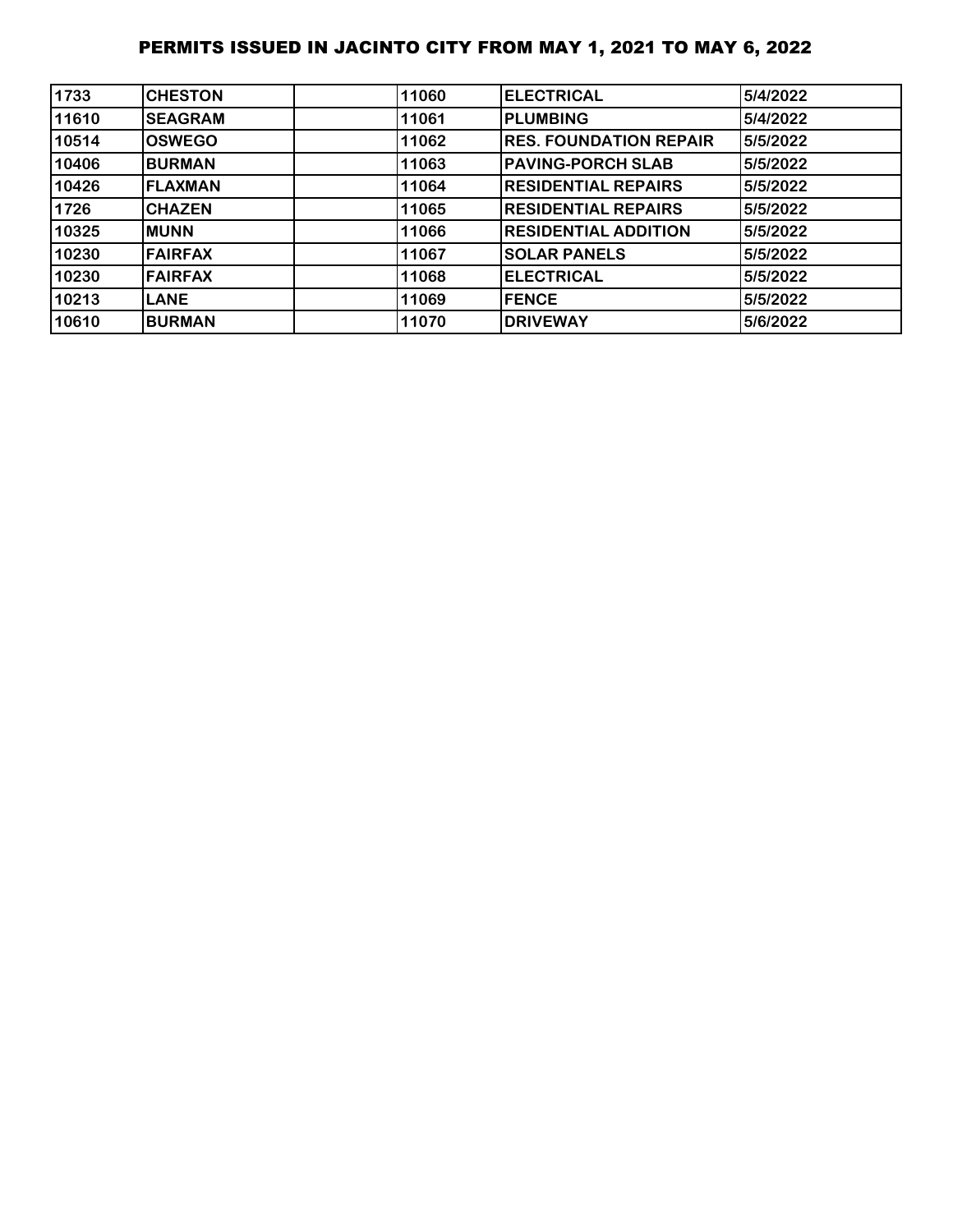| | | | | | |
|---|---|---|---|---|---|
| 1733 | CHESTON | | 11060 | ELECTRICAL | 5/4/2022 |
| 11610 | SEAGRAM | | 11061 | PLUMBING | 5/4/2022 |
| 10514 | OSWEGO | | 11062 | RES. FOUNDATION REPAIR | 5/5/2022 |
| 10406 | BURMAN | | 11063 | PAVING-PORCH SLAB | 5/5/2022 |
| 10426 | FLAXMAN | | 11064 | RESIDENTIAL REPAIRS | 5/5/2022 |
| 1726 | CHAZEN | | 11065 | RESIDENTIAL REPAIRS | 5/5/2022 |
| 10325 | MUNN | | 11066 | RESIDENTIAL ADDITION | 5/5/2022 |
| 10230 | FAIRFAX | | 11067 | SOLAR PANELS | 5/5/2022 |
| 10230 | FAIRFAX | | 11068 | ELECTRICAL | 5/5/2022 |
| 10213 | LANE | | 11069 | FENCE | 5/5/2022 |
| 10610 | BURMAN | | 11070 | DRIVEWAY | 5/6/2022 |